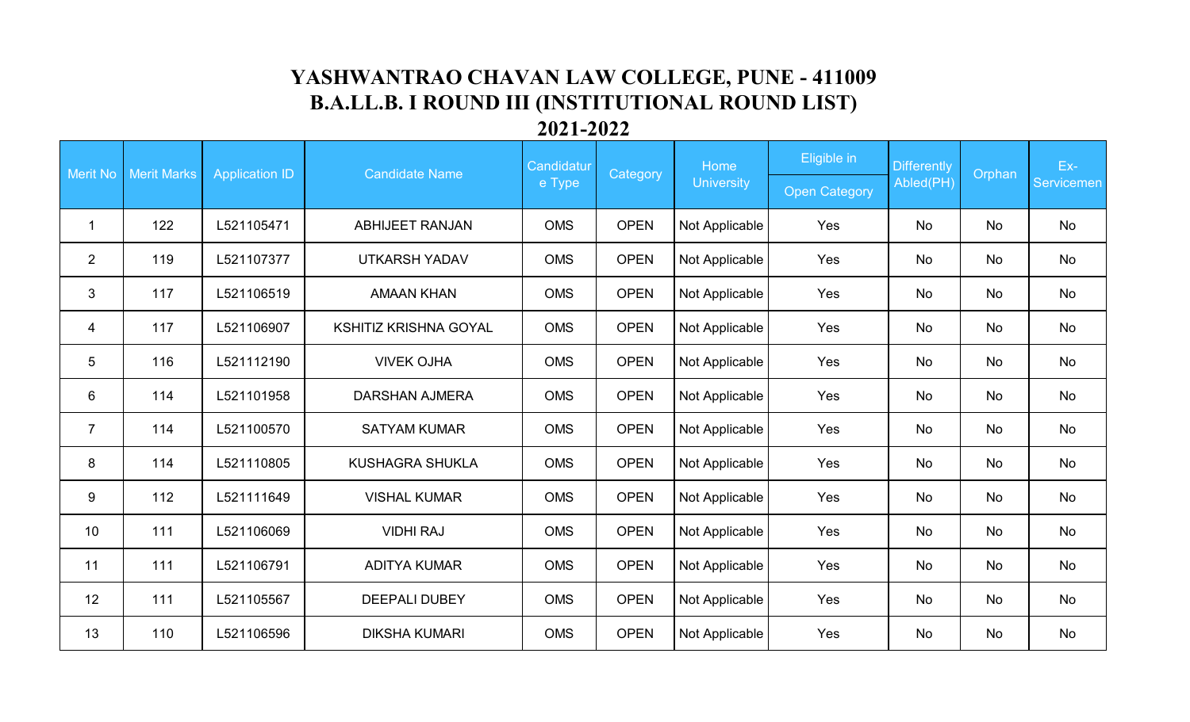# YASHWANTRAO CHAVAN LAW COLLEGE, PUNE - 411009
## B.A.LL.B. I ROUND III (INSTITUTIONAL ROUND LIST)
## 2021-2022

| Merit No | Merit Marks | Application ID | Candidate Name | Candidature Type | Category | Home University | Eligible in | Differently Abled(PH) | Orphan | Ex-Servicemen |
|---|---|---|---|---|---|---|---|---|---|---|
| | | | | | | | Open Category | | | |
| 1 | 122 | L521105471 | ABHIJEET RANJAN | OMS | OPEN | Not Applicable | Yes | No | No | No |
| 2 | 119 | L521107377 | UTKARSH YADAV | OMS | OPEN | Not Applicable | Yes | No | No | No |
| 3 | 117 | L521106519 | AMAAN KHAN | OMS | OPEN | Not Applicable | Yes | No | No | No |
| 4 | 117 | L521106907 | KSHITIZ KRISHNA GOYAL | OMS | OPEN | Not Applicable | Yes | No | No | No |
| 5 | 116 | L521112190 | VIVEK OJHA | OMS | OPEN | Not Applicable | Yes | No | No | No |
| 6 | 114 | L521101958 | DARSHAN AJMERA | OMS | OPEN | Not Applicable | Yes | No | No | No |
| 7 | 114 | L521100570 | SATYAM KUMAR | OMS | OPEN | Not Applicable | Yes | No | No | No |
| 8 | 114 | L521110805 | KUSHAGRA SHUKLA | OMS | OPEN | Not Applicable | Yes | No | No | No |
| 9 | 112 | L521111649 | VISHAL KUMAR | OMS | OPEN | Not Applicable | Yes | No | No | No |
| 10 | 111 | L521106069 | VIDHI RAJ | OMS | OPEN | Not Applicable | Yes | No | No | No |
| 11 | 111 | L521106791 | ADITYA KUMAR | OMS | OPEN | Not Applicable | Yes | No | No | No |
| 12 | 111 | L521105567 | DEEPALI DUBEY | OMS | OPEN | Not Applicable | Yes | No | No | No |
| 13 | 110 | L521106596 | DIKSHA KUMARI | OMS | OPEN | Not Applicable | Yes | No | No | No |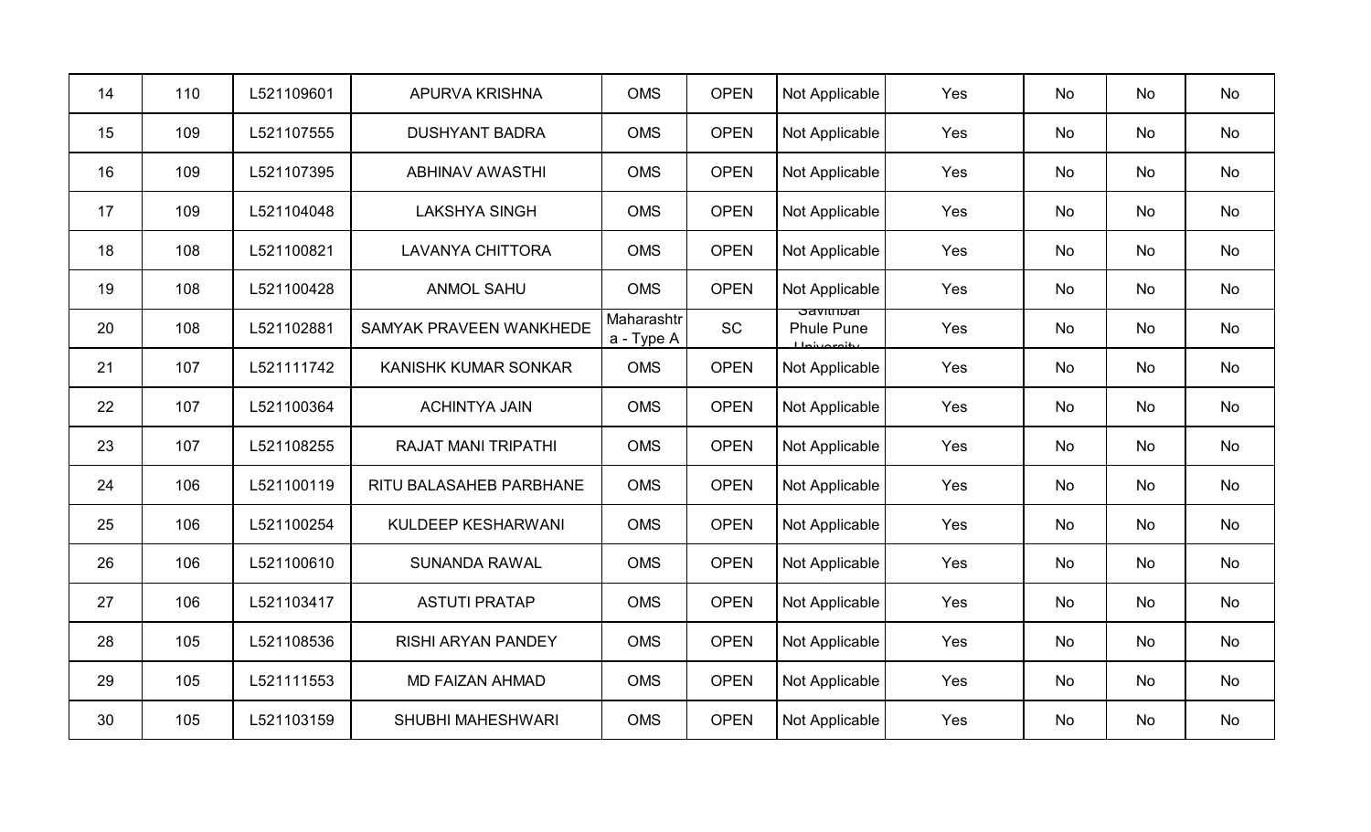| | | | | | | | | | | |
|---|---|---|---|---|---|---|---|---|---|---|
| 14 | 110 | L521109601 | APURVA KRISHNA | OMS | OPEN | Not Applicable | Yes | No | No | No |
| 15 | 109 | L521107555 | DUSHYANT BADRA | OMS | OPEN | Not Applicable | Yes | No | No | No |
| 16 | 109 | L521107395 | ABHINAV AWASTHI | OMS | OPEN | Not Applicable | Yes | No | No | No |
| 17 | 109 | L521104048 | LAKSHYA SINGH | OMS | OPEN | Not Applicable | Yes | No | No | No |
| 18 | 108 | L521100821 | LAVANYA CHITTORA | OMS | OPEN | Not Applicable | Yes | No | No | No |
| 19 | 108 | L521100428 | ANMOL SAHU | OMS | OPEN | Not Applicable | Yes | No | No | No |
| 20 | 108 | L521102881 | SAMYAK PRAVEEN WANKHEDE | Maharashtra - Type A | SC | Savitribai Phule Pune University | Yes | No | No | No |
| 21 | 107 | L521111742 | KANISHK KUMAR SONKAR | OMS | OPEN | Not Applicable | Yes | No | No | No |
| 22 | 107 | L521100364 | ACHINTYA JAIN | OMS | OPEN | Not Applicable | Yes | No | No | No |
| 23 | 107 | L521108255 | RAJAT MANI TRIPATHI | OMS | OPEN | Not Applicable | Yes | No | No | No |
| 24 | 106 | L521100119 | RITU BALASAHEB PARBHANE | OMS | OPEN | Not Applicable | Yes | No | No | No |
| 25 | 106 | L521100254 | KULDEEP KESHARWANI | OMS | OPEN | Not Applicable | Yes | No | No | No |
| 26 | 106 | L521100610 | SUNANDA RAWAL | OMS | OPEN | Not Applicable | Yes | No | No | No |
| 27 | 106 | L521103417 | ASTUTI PRATAP | OMS | OPEN | Not Applicable | Yes | No | No | No |
| 28 | 105 | L521108536 | RISHI ARYAN PANDEY | OMS | OPEN | Not Applicable | Yes | No | No | No |
| 29 | 105 | L521111553 | MD FAIZAN AHMAD | OMS | OPEN | Not Applicable | Yes | No | No | No |
| 30 | 105 | L521103159 | SHUBHI MAHESHWARI | OMS | OPEN | Not Applicable | Yes | No | No | No |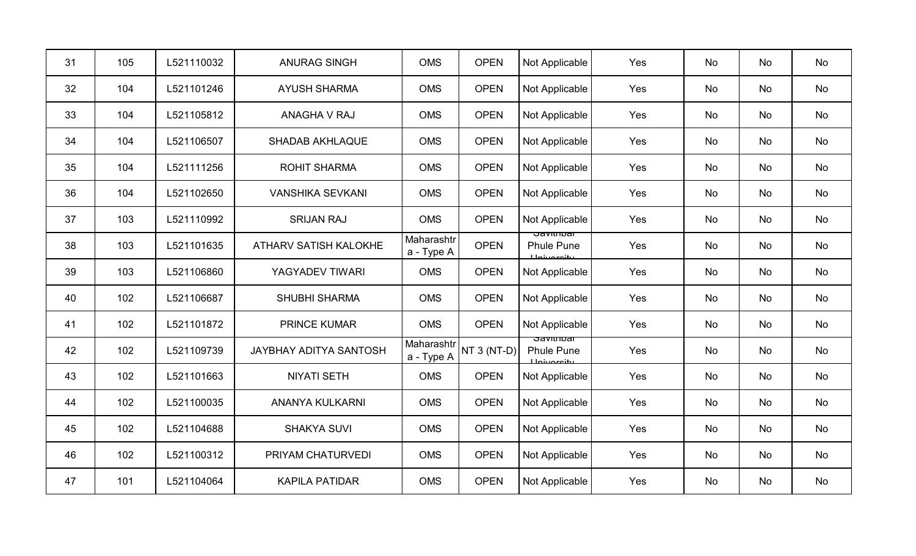| | | | | | | | | | | |
|---|---|---|---|---|---|---|---|---|---|---|
| 31 | 105 | L521110032 | ANURAG SINGH | OMS | OPEN | Not Applicable | Yes | No | No | No |
| 32 | 104 | L521101246 | AYUSH SHARMA | OMS | OPEN | Not Applicable | Yes | No | No | No |
| 33 | 104 | L521105812 | ANAGHA V RAJ | OMS | OPEN | Not Applicable | Yes | No | No | No |
| 34 | 104 | L521106507 | SHADAB AKHLAQUE | OMS | OPEN | Not Applicable | Yes | No | No | No |
| 35 | 104 | L521111256 | ROHIT SHARMA | OMS | OPEN | Not Applicable | Yes | No | No | No |
| 36 | 104 | L521102650 | VANSHIKA SEVKANI | OMS | OPEN | Not Applicable | Yes | No | No | No |
| 37 | 103 | L521110992 | SRIJAN RAJ | OMS | OPEN | Not Applicable | Yes | No | No | No |
| 38 | 103 | L521101635 | ATHARV SATISH KALOKHE | Maharashtra - Type A | OPEN | Savitribai Phule Pune University | Yes | No | No | No |
| 39 | 103 | L521106860 | YAGYADEV TIWARI | OMS | OPEN | Not Applicable | Yes | No | No | No |
| 40 | 102 | L521106687 | SHUBHI SHARMA | OMS | OPEN | Not Applicable | Yes | No | No | No |
| 41 | 102 | L521101872 | PRINCE KUMAR | OMS | OPEN | Not Applicable | Yes | No | No | No |
| 42 | 102 | L521109739 | JAYBHAY ADITYA SANTOSH | Maharashtra - Type A | NT 3 (NT-D) | Savitribai Phule Pune University | Yes | No | No | No |
| 43 | 102 | L521101663 | NIYATI SETH | OMS | OPEN | Not Applicable | Yes | No | No | No |
| 44 | 102 | L521100035 | ANANYA KULKARNI | OMS | OPEN | Not Applicable | Yes | No | No | No |
| 45 | 102 | L521104688 | SHAKYA SUVI | OMS | OPEN | Not Applicable | Yes | No | No | No |
| 46 | 102 | L521100312 | PRIYAM CHATURVEDI | OMS | OPEN | Not Applicable | Yes | No | No | No |
| 47 | 101 | L521104064 | KAPILA PATIDAR | OMS | OPEN | Not Applicable | Yes | No | No | No |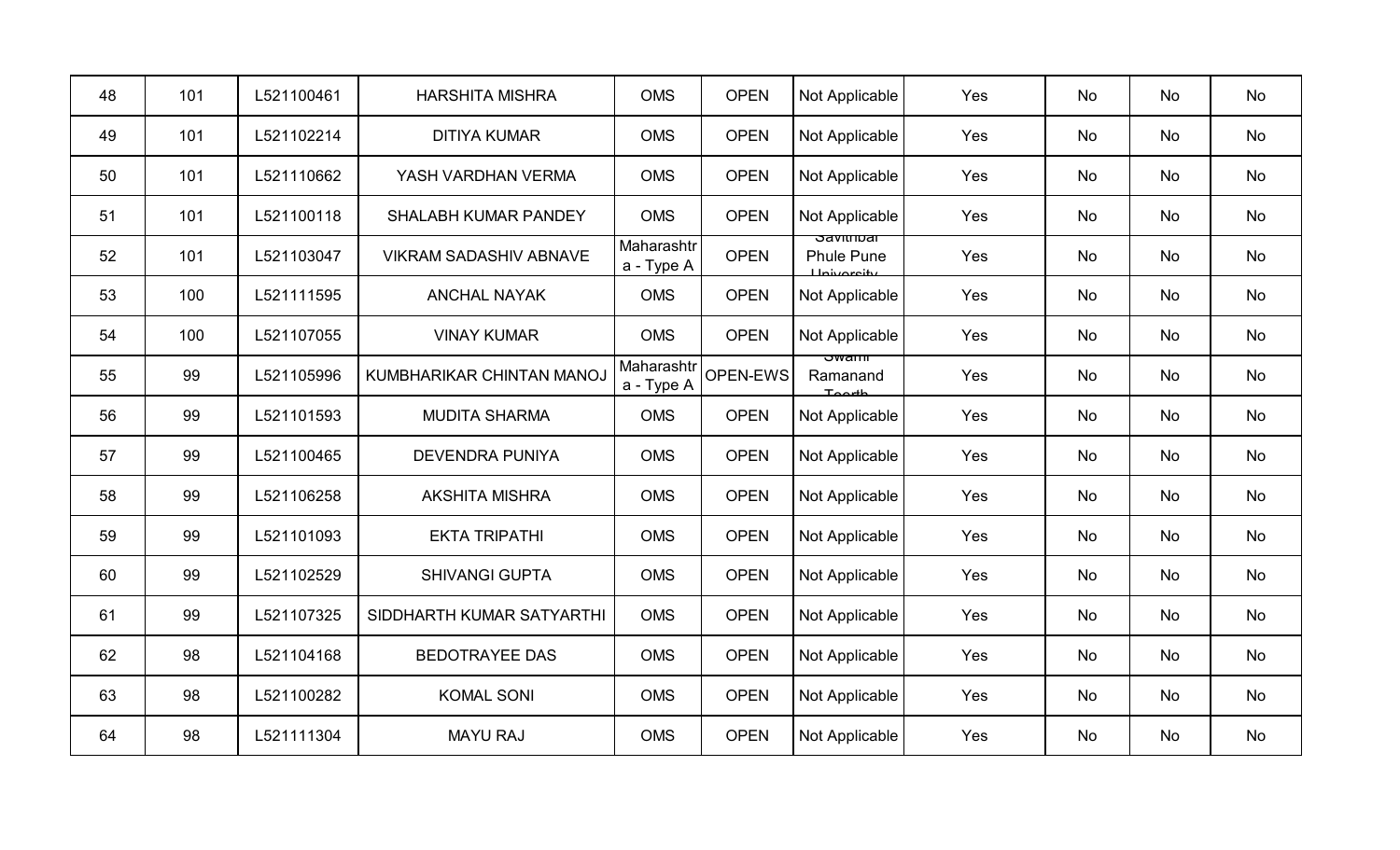| | | | | | | | | | | |
|---|---|---|---|---|---|---|---|---|---|---|
| 48 | 101 | L521100461 | HARSHITA MISHRA | OMS | OPEN | Not Applicable | Yes | No | No | No |
| 49 | 101 | L521102214 | DITIYA KUMAR | OMS | OPEN | Not Applicable | Yes | No | No | No |
| 50 | 101 | L521110662 | YASH VARDHAN VERMA | OMS | OPEN | Not Applicable | Yes | No | No | No |
| 51 | 101 | L521100118 | SHALABH KUMAR PANDEY | OMS | OPEN | Not Applicable | Yes | No | No | No |
| 52 | 101 | L521103047 | VIKRAM SADASHIV ABNAVE | Maharashtra - Type A | OPEN | Savitribai Phule Pune University | Yes | No | No | No |
| 53 | 100 | L521111595 | ANCHAL NAYAK | OMS | OPEN | Not Applicable | Yes | No | No | No |
| 54 | 100 | L521107055 | VINAY KUMAR | OMS | OPEN | Not Applicable | Yes | No | No | No |
| 55 | 99 | L521105996 | KUMBHARIKAR CHINTAN MANOJ | Maharashtra - Type A | OPEN-EWS | Swami Ramanand Teerth | Yes | No | No | No |
| 56 | 99 | L521101593 | MUDITA SHARMA | OMS | OPEN | Not Applicable | Yes | No | No | No |
| 57 | 99 | L521100465 | DEVENDRA PUNIYA | OMS | OPEN | Not Applicable | Yes | No | No | No |
| 58 | 99 | L521106258 | AKSHITA MISHRA | OMS | OPEN | Not Applicable | Yes | No | No | No |
| 59 | 99 | L521101093 | EKTA TRIPATHI | OMS | OPEN | Not Applicable | Yes | No | No | No |
| 60 | 99 | L521102529 | SHIVANGI GUPTA | OMS | OPEN | Not Applicable | Yes | No | No | No |
| 61 | 99 | L521107325 | SIDDHARTH KUMAR SATYARTHI | OMS | OPEN | Not Applicable | Yes | No | No | No |
| 62 | 98 | L521104168 | BEDOTRAYEE DAS | OMS | OPEN | Not Applicable | Yes | No | No | No |
| 63 | 98 | L521100282 | KOMAL SONI | OMS | OPEN | Not Applicable | Yes | No | No | No |
| 64 | 98 | L521111304 | MAYU RAJ | OMS | OPEN | Not Applicable | Yes | No | No | No |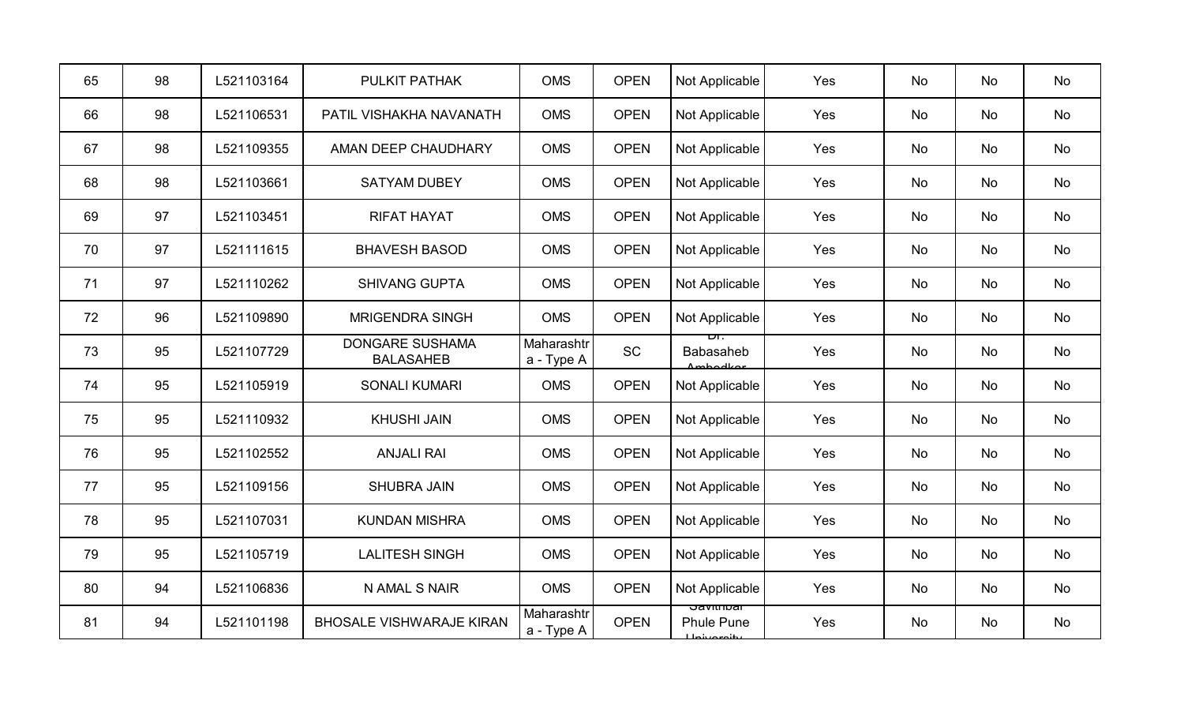| 65 | 98 | L521103164 | PULKIT PATHAK | OMS | OPEN | Not Applicable | Yes | No | No | No |
|---|---|---|---|---|---|---|---|---|---|---|
| 66 | 98 | L521106531 | PATIL VISHAKHA NAVANATH | OMS | OPEN | Not Applicable | Yes | No | No | No |
| 67 | 98 | L521109355 | AMAN DEEP CHAUDHARY | OMS | OPEN | Not Applicable | Yes | No | No | No |
| 68 | 98 | L521103661 | SATYAM DUBEY | OMS | OPEN | Not Applicable | Yes | No | No | No |
| 69 | 97 | L521103451 | RIFAT HAYAT | OMS | OPEN | Not Applicable | Yes | No | No | No |
| 70 | 97 | L521111615 | BHAVESH BASOD | OMS | OPEN | Not Applicable | Yes | No | No | No |
| 71 | 97 | L521110262 | SHIVANG GUPTA | OMS | OPEN | Not Applicable | Yes | No | No | No |
| 72 | 96 | L521109890 | MRIGENDRA SINGH | OMS | OPEN | Not Applicable | Yes | No | No | No |
| 73 | 95 | L521107729 | DONGARE SUSHAMA BALASAHEB | Maharashtra - Type A | SC | Dr. Babasaheb Ambedkar | Yes | No | No | No |
| 74 | 95 | L521105919 | SONALI KUMARI | OMS | OPEN | Not Applicable | Yes | No | No | No |
| 75 | 95 | L521110932 | KHUSHI JAIN | OMS | OPEN | Not Applicable | Yes | No | No | No |
| 76 | 95 | L521102552 | ANJALI RAI | OMS | OPEN | Not Applicable | Yes | No | No | No |
| 77 | 95 | L521109156 | SHUBRA JAIN | OMS | OPEN | Not Applicable | Yes | No | No | No |
| 78 | 95 | L521107031 | KUNDAN MISHRA | OMS | OPEN | Not Applicable | Yes | No | No | No |
| 79 | 95 | L521105719 | LALITESH SINGH | OMS | OPEN | Not Applicable | Yes | No | No | No |
| 80 | 94 | L521106836 | N AMAL S NAIR | OMS | OPEN | Not Applicable | Yes | No | No | No |
| 81 | 94 | L521101198 | BHOSALE VISHWARAJE KIRAN | Maharashtra - Type A | OPEN | Savitribai Phule Pune University | Yes | No | No | No |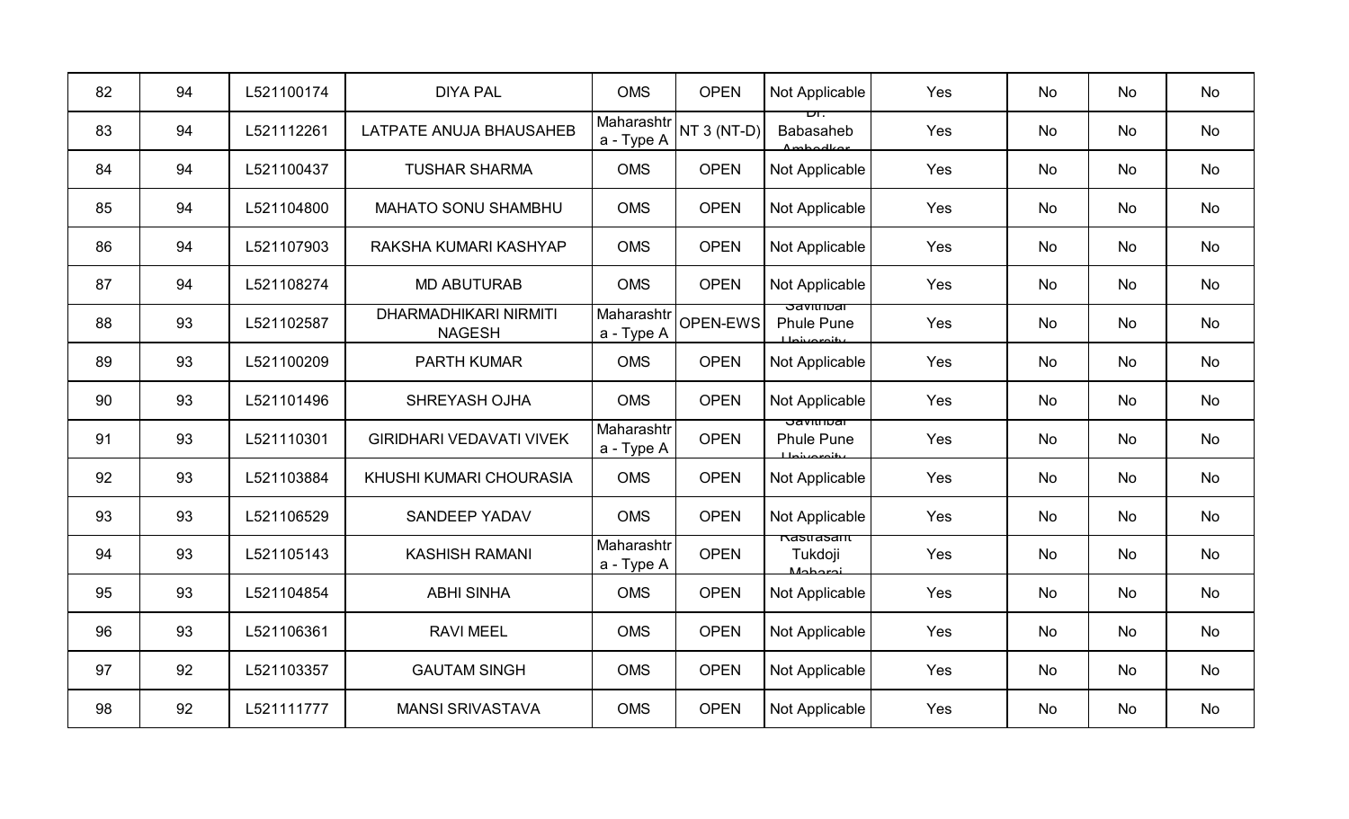| | | | | | | | | | | |
|---|---|---|---|---|---|---|---|---|---|---|
| 82 | 94 | L521100174 | DIYA PAL | OMS | OPEN | Not Applicable | Yes | No | No | No |
| 83 | 94 | L521112261 | LATPATE ANUJA BHAUSAHEB | Maharashtr a - Type A | NT 3 (NT-D) | Dr. Babasaheb Ambedkar | Yes | No | No | No |
| 84 | 94 | L521100437 | TUSHAR SHARMA | OMS | OPEN | Not Applicable | Yes | No | No | No |
| 85 | 94 | L521104800 | MAHATO SONU SHAMBHU | OMS | OPEN | Not Applicable | Yes | No | No | No |
| 86 | 94 | L521107903 | RAKSHA KUMARI KASHYAP | OMS | OPEN | Not Applicable | Yes | No | No | No |
| 87 | 94 | L521108274 | MD ABUTURAB | OMS | OPEN | Not Applicable | Yes | No | No | No |
| 88 | 93 | L521102587 | DHARMADHIKARI NIRMITI NAGESH | Maharashtr a - Type A | OPEN-EWS | Savitribai Phule Pune University | Yes | No | No | No |
| 89 | 93 | L521100209 | PARTH KUMAR | OMS | OPEN | Not Applicable | Yes | No | No | No |
| 90 | 93 | L521101496 | SHREYASH OJHA | OMS | OPEN | Not Applicable | Yes | No | No | No |
| 91 | 93 | L521110301 | GIRIDHARI VEDAVATI VIVEK | Maharashtr a - Type A | OPEN | Savitribai Phule Pune University | Yes | No | No | No |
| 92 | 93 | L521103884 | KHUSHI KUMARI CHOURASIA | OMS | OPEN | Not Applicable | Yes | No | No | No |
| 93 | 93 | L521106529 | SANDEEP YADAV | OMS | OPEN | Not Applicable | Yes | No | No | No |
| 94 | 93 | L521105143 | KASHISH RAMANI | Maharashtr a - Type A | OPEN | Rastrasant Tukdoji Maharaj | Yes | No | No | No |
| 95 | 93 | L521104854 | ABHI SINHA | OMS | OPEN | Not Applicable | Yes | No | No | No |
| 96 | 93 | L521106361 | RAVI MEEL | OMS | OPEN | Not Applicable | Yes | No | No | No |
| 97 | 92 | L521103357 | GAUTAM SINGH | OMS | OPEN | Not Applicable | Yes | No | No | No |
| 98 | 92 | L521111777 | MANSI SRIVASTAVA | OMS | OPEN | Not Applicable | Yes | No | No | No |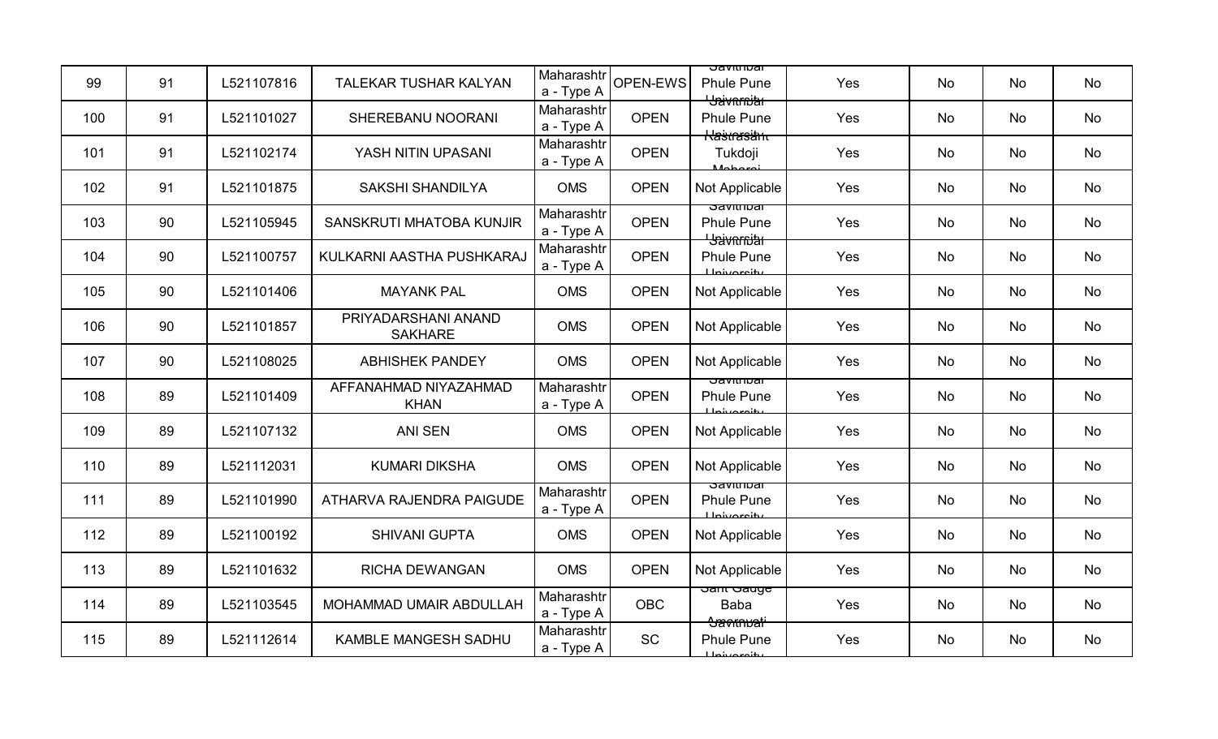| 99 | 91 | L521107816 | TALEKAR TUSHAR KALYAN | Maharashtra - Type A | OPEN-EWS | Savitribai Phule Pune University | Yes | No | No | No |
|---|---|---|---|---|---|---|---|---|---|---|
| 100 | 91 | L521101027 | SHEREBANU NOORANI | Maharashtra - Type A | OPEN | Savitribai Phule Pune University | Yes | No | No | No |
| 101 | 91 | L521102174 | YASH NITIN UPASANI | Maharashtra - Type A | OPEN | Rastrasant Tukdoji Maharaj | Yes | No | No | No |
| 102 | 91 | L521101875 | SAKSHI SHANDILYA | OMS | OPEN | Not Applicable | Yes | No | No | No |
| 103 | 90 | L521105945 | SANSKRUTI MHATOBA KUNJIR | Maharashtra - Type A | OPEN | Savitribai Phule Pune University | Yes | No | No | No |
| 104 | 90 | L521100757 | KULKARNI AASTHA PUSHKARAJ | Maharashtra - Type A | OPEN | Savitribai Phule Pune University | Yes | No | No | No |
| 105 | 90 | L521101406 | MAYANK PAL | OMS | OPEN | Not Applicable | Yes | No | No | No |
| 106 | 90 | L521101857 | PRIYADARSHANI ANAND SAKHARE | OMS | OPEN | Not Applicable | Yes | No | No | No |
| 107 | 90 | L521108025 | ABHISHEK PANDEY | OMS | OPEN | Not Applicable | Yes | No | No | No |
| 108 | 89 | L521101409 | AFFANAHMAD NIYAZAHMAD KHAN | Maharashtra - Type A | OPEN | Savitribai Phule Pune University | Yes | No | No | No |
| 109 | 89 | L521107132 | ANI SEN | OMS | OPEN | Not Applicable | Yes | No | No | No |
| 110 | 89 | L521112031 | KUMARI DIKSHA | OMS | OPEN | Not Applicable | Yes | No | No | No |
| 111 | 89 | L521101990 | ATHARVA RAJENDRA PAIGUDE | Maharashtra - Type A | OPEN | Savitribai Phule Pune University | Yes | No | No | No |
| 112 | 89 | L521100192 | SHIVANI GUPTA | OMS | OPEN | Not Applicable | Yes | No | No | No |
| 113 | 89 | L521101632 | RICHA DEWANGAN | OMS | OPEN | Not Applicable | Yes | No | No | No |
| 114 | 89 | L521103545 | MOHAMMAD UMAIR ABDULLAH | Maharashtra - Type A | OBC | Sant Gadge Baba Amravati | Yes | No | No | No |
| 115 | 89 | L521112614 | KAMBLE MANGESH SADHU | Maharashtra - Type A | SC | Savitribai Phule Pune University | Yes | No | No | No |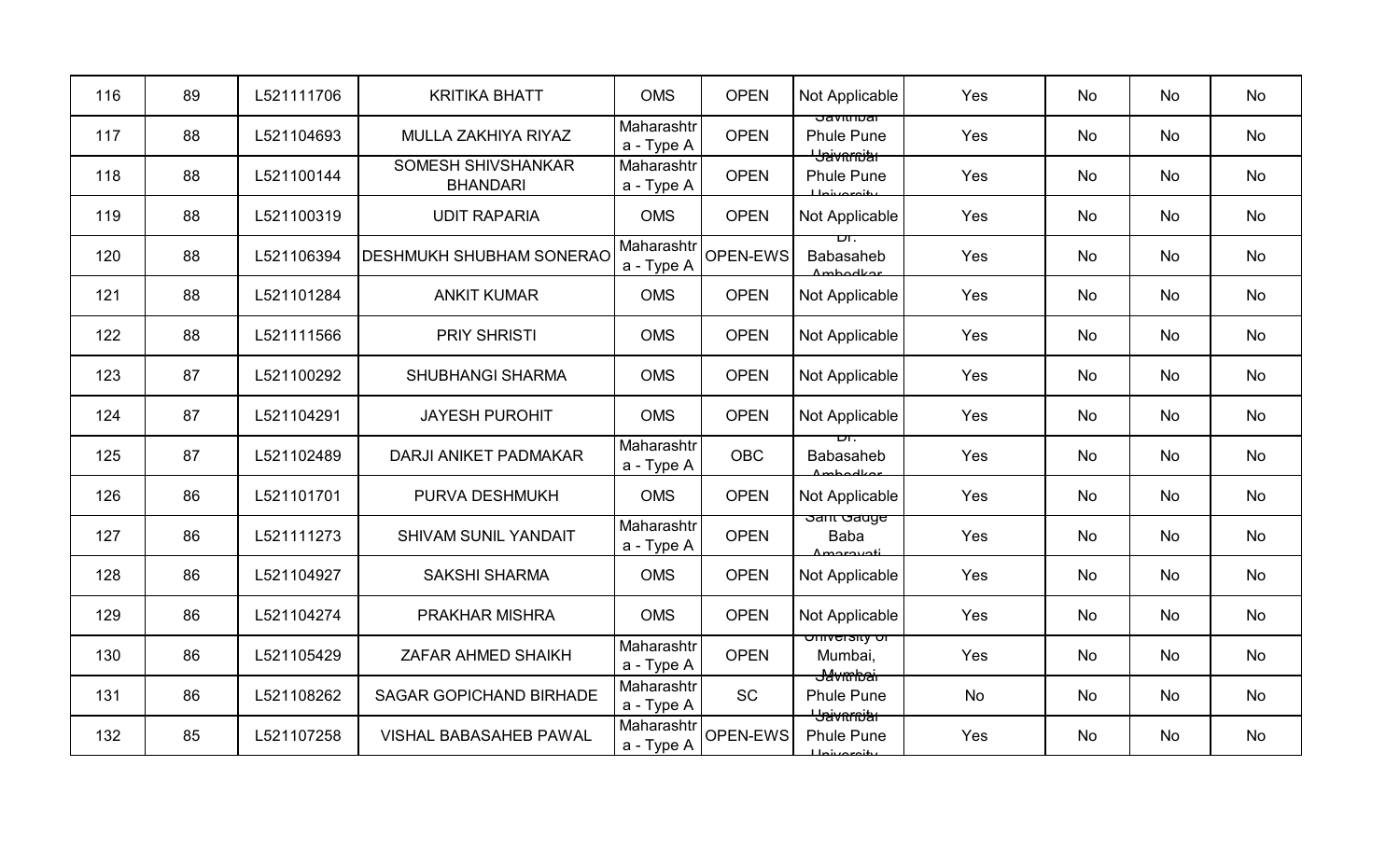| 116 | 89 | L521111706 | KRITIKA BHATT | OMS | OPEN | Not Applicable | Yes | No | No | No |
|---|---|---|---|---|---|---|---|---|---|---|
| 117 | 88 | L521104693 | MULLA ZAKHIYA RIYAZ | Maharashtr a - Type A | OPEN | Savitribai Phule Pune University | Yes | No | No | No |
| 118 | 88 | L521100144 | SOMESH SHIVSHANKAR BHANDARI | Maharashtr a - Type A | OPEN | Savitribai Phule Pune University | Yes | No | No | No |
| 119 | 88 | L521100319 | UDIT RAPARIA | OMS | OPEN | Not Applicable | Yes | No | No | No |
| 120 | 88 | L521106394 | DESHMUKH SHUBHAM SONERAO | Maharashtr a - Type A | OPEN-EWS | Dr. Babasaheb Ambedkar | Yes | No | No | No |
| 121 | 88 | L521101284 | ANKIT KUMAR | OMS | OPEN | Not Applicable | Yes | No | No | No |
| 122 | 88 | L521111566 | PRIY SHRISTI | OMS | OPEN | Not Applicable | Yes | No | No | No |
| 123 | 87 | L521100292 | SHUBHANGI SHARMA | OMS | OPEN | Not Applicable | Yes | No | No | No |
| 124 | 87 | L521104291 | JAYESH PUROHIT | OMS | OPEN | Not Applicable | Yes | No | No | No |
| 125 | 87 | L521102489 | DARJI ANIKET PADMAKAR | Maharashtr a - Type A | OBC | Dr. Babasaheb Ambedkar | Yes | No | No | No |
| 126 | 86 | L521101701 | PURVA DESHMUKH | OMS | OPEN | Not Applicable | Yes | No | No | No |
| 127 | 86 | L521111273 | SHIVAM SUNIL YANDAIT | Maharashtr a - Type A | OPEN | Sant Gadge Baba Amaravati | Yes | No | No | No |
| 128 | 86 | L521104927 | SAKSHI SHARMA | OMS | OPEN | Not Applicable | Yes | No | No | No |
| 129 | 86 | L521104274 | PRAKHAR MISHRA | OMS | OPEN | Not Applicable | Yes | No | No | No |
| 130 | 86 | L521105429 | ZAFAR AHMED SHAIKH | Maharashtr a - Type A | OPEN | University of Mumbai, Mumbai | Yes | No | No | No |
| 131 | 86 | L521108262 | SAGAR GOPICHAND BIRHADE | Maharashtr a - Type A | SC | Savitribai Phule Pune University | No | No | No | No |
| 132 | 85 | L521107258 | VISHAL BABASAHEB PAWAL | Maharashtr a - Type A | OPEN-EWS | Savitribai Phule Pune University | Yes | No | No | No |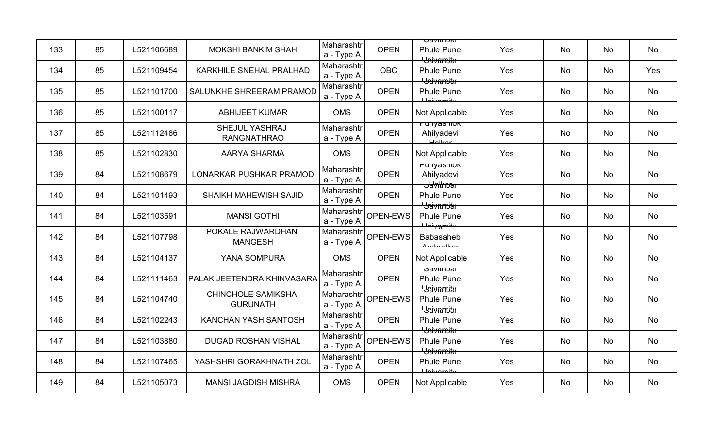| 133 | 85 | L521106689 | MOKSHI BANKIM SHAH | Maharashtra - Type A | OPEN | Savitribai Phule Pune University | Yes | No | No | No |
|---|---|---|---|---|---|---|---|---|---|---|
| 134 | 85 | L521109454 | KARKHILE SNEHAL PRALHAD | Maharashtra - Type A | OBC | Savitribai Phule Pune University | Yes | No | No | Yes |
| 135 | 85 | L521101700 | SALUNKHE SHREERAM PRAMOD | Maharashtra - Type A | OPEN | Savitribai Phule Pune University | Yes | No | No | No |
| 136 | 85 | L521100117 | ABHIJEET KUMAR | OMS | OPEN | Not Applicable | Yes | No | No | No |
| 137 | 85 | L521112486 | SHEJUL YASHRAJ RANGNATHRAO | Maharashtra - Type A | OPEN | Punyashlok Ahilyadevi Holkar | Yes | No | No | No |
| 138 | 85 | L521102830 | AARYA SHARMA | OMS | OPEN | Not Applicable | Yes | No | No | No |
| 139 | 84 | L521108679 | LONARKAR PUSHKAR PRAMOD | Maharashtra - Type A | OPEN | Punyashlok Ahilyadevi Holkar | Yes | No | No | No |
| 140 | 84 | L521101493 | SHAIKH MAHEWISH SAJID | Maharashtra - Type A | OPEN | Savitribai Phule Pune University | Yes | No | No | No |
| 141 | 84 | L521103591 | MANSI GOTHI | Maharashtra - Type A | OPEN-EWS | Savitribai Phule Pune University | Yes | No | No | No |
| 142 | 84 | L521107798 | POKALE RAJWARDHAN MANGESH | Maharashtra - Type A | OPEN-EWS | Dr. Babasaheb Ambedkar | Yes | No | No | No |
| 143 | 84 | L521104137 | YANA SOMPURA | OMS | OPEN | Not Applicable | Yes | No | No | No |
| 144 | 84 | L521111463 | PALAK JEETENDRA KHINVASARA | Maharashtra - Type A | OPEN | Savitribai Phule Pune University | Yes | No | No | No |
| 145 | 84 | L521104740 | CHINCHOLE SAMIKSHA GURUNATH | Maharashtra - Type A | OPEN-EWS | Savitribai Phule Pune University | Yes | No | No | No |
| 146 | 84 | L521102243 | KANCHAN YASH SANTOSH | Maharashtra - Type A | OPEN | Savitribai Phule Pune University | Yes | No | No | No |
| 147 | 84 | L521103880 | DUGAD ROSHAN VISHAL | Maharashtra - Type A | OPEN-EWS | Savitribai Phule Pune University | Yes | No | No | No |
| 148 | 84 | L521107465 | YASHSHRI GORAKHNATH ZOL | Maharashtra - Type A | OPEN | Savitribai Phule Pune University | Yes | No | No | No |
| 149 | 84 | L521105073 | MANSI JAGDISH MISHRA | OMS | OPEN | Not Applicable | Yes | No | No | No |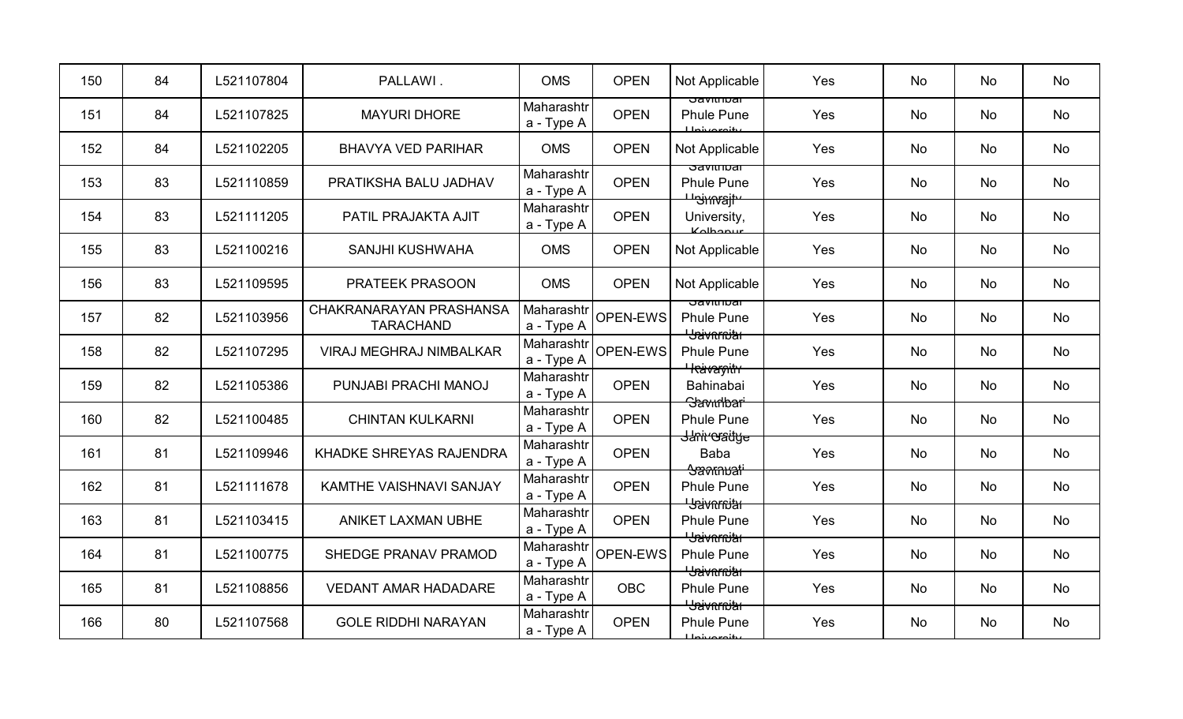| 150 | 84 | L521107804 | PALLAWI . | OMS | OPEN | Not Applicable | Yes | No | No | No |
|---|---|---|---|---|---|---|---|---|---|---|
| 151 | 84 | L521107825 | MAYURI DHORE | Maharashtra - Type A | OPEN | Savitribai Phule Pune University | Yes | No | No | No |
| 152 | 84 | L521102205 | BHAVYA VED PARIHAR | OMS | OPEN | Not Applicable | Yes | No | No | No |
| 153 | 83 | L521110859 | PRATIKSHA BALU JADHAV | Maharashtra - Type A | OPEN | Savitribai Phule Pune University | Yes | No | No | No |
| 154 | 83 | L521111205 | PATIL PRAJAKTA AJIT | Maharashtra - Type A | OPEN | Shivaji University, Kolhapur | Yes | No | No | No |
| 155 | 83 | L521100216 | SANJHI KUSHWAHA | OMS | OPEN | Not Applicable | Yes | No | No | No |
| 156 | 83 | L521109595 | PRATEEK PRASOON | OMS | OPEN | Not Applicable | Yes | No | No | No |
| 157 | 82 | L521103956 | CHAKRANARAYAN PRASHANSA TARACHAND | Maharashtra - Type A | OPEN-EWS | Savitribai Phule Pune University | Yes | No | No | No |
| 158 | 82 | L521107295 | VIRAJ MEGHRAJ NIMBALKAR | Maharashtra - Type A | OPEN-EWS | Savitribai Phule Pune University | Yes | No | No | No |
| 159 | 82 | L521105386 | PUNJABI PRACHI MANOJ | Maharashtra - Type A | OPEN | Kavayitri Bahinabai Chaudhari | Yes | No | No | No |
| 160 | 82 | L521100485 | CHINTAN KULKARNI | Maharashtra - Type A | OPEN | Savitribai Phule Pune University | Yes | No | No | No |
| 161 | 81 | L521109946 | KHADKE SHREYAS RAJENDRA | Maharashtra - Type A | OPEN | Sant Gadge Baba Amravati | Yes | No | No | No |
| 162 | 81 | L521111678 | KAMTHE VAISHNAVI SANJAY | Maharashtra - Type A | OPEN | Savitribai Phule Pune University | Yes | No | No | No |
| 163 | 81 | L521103415 | ANIKET LAXMAN UBHE | Maharashtra - Type A | OPEN | Savitribai Phule Pune University | Yes | No | No | No |
| 164 | 81 | L521100775 | SHEDGE PRANAV PRAMOD | Maharashtra - Type A | OPEN-EWS | Savitribai Phule Pune University | Yes | No | No | No |
| 165 | 81 | L521108856 | VEDANT AMAR HADADARE | Maharashtra - Type A | OBC | Savitribai Phule Pune University | Yes | No | No | No |
| 166 | 80 | L521107568 | GOLE RIDDHI NARAYAN | Maharashtra - Type A | OPEN | Savitribai Phule Pune University | Yes | No | No | No |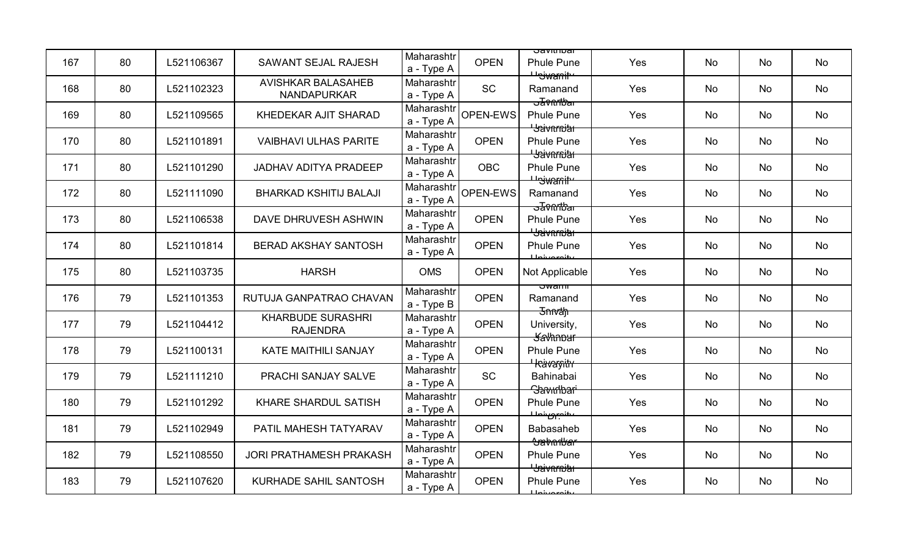| 167 | 80 | L521106367 | SAWANT SEJAL RAJESH | Maharashtra - Type A | OPEN | Savitribai Phule Pune University | Yes | No | No | No |
|---|---|---|---|---|---|---|---|---|---|---|
| 168 | 80 | L521102323 | AVISHKAR BALASAHEB NANDAPURKAR | Maharashtra - Type A | SC | Swami Ramanand Teerth | Yes | No | No | No |
| 169 | 80 | L521109565 | KHEDEKAR AJIT SHARAD | Maharashtra - Type A | OPEN-EWS | Savitribai Phule Pune University | Yes | No | No | No |
| 170 | 80 | L521101891 | VAIBHAVI ULHAS PARITE | Maharashtra - Type A | OPEN | Savitribai Phule Pune University | Yes | No | No | No |
| 171 | 80 | L521101290 | JADHAV ADITYA PRADEEP | Maharashtra - Type A | OBC | Savitribai Phule Pune University | Yes | No | No | No |
| 172 | 80 | L521111090 | BHARKAD KSHITIJ BALAJI | Maharashtra - Type A | OPEN-EWS | Swami Ramanand Teerth | Yes | No | No | No |
| 173 | 80 | L521106538 | DAVE DHRUVESH ASHWIN | Maharashtra - Type A | OPEN | Savitribai Phule Pune University | Yes | No | No | No |
| 174 | 80 | L521101814 | BERAD AKSHAY SANTOSH | Maharashtra - Type A | OPEN | Savitribai Phule Pune University | Yes | No | No | No |
| 175 | 80 | L521103735 | HARSH | OMS | OPEN | Not Applicable | Yes | No | No | No |
| 176 | 79 | L521101353 | RUTUJA GANPATRAO CHAVAN | Maharashtra - Type B | OPEN | Swami Ramanand Teerth | Yes | No | No | No |
| 177 | 79 | L521104412 | KHARBUDE SURASHRI RAJENDRA | Maharashtra - Type A | OPEN | Shivaji University, Kolhapur | Yes | No | No | No |
| 178 | 79 | L521100131 | KATE MAITHILI SANJAY | Maharashtra - Type A | OPEN | Savitribai Phule Pune University | Yes | No | No | No |
| 179 | 79 | L521111210 | PRACHI SANJAY SALVE | Maharashtra - Type A | SC | Kavayitri Bahinabai Chaudhari | Yes | No | No | No |
| 180 | 79 | L521101292 | KHARE SHARDUL SATISH | Maharashtra - Type A | OPEN | Savitribai Phule Pune University | Yes | No | No | No |
| 181 | 79 | L521102949 | PATIL MAHESH TATYARAV | Maharashtra - Type A | OPEN | Dr. Babasaheb Ambedkar | Yes | No | No | No |
| 182 | 79 | L521108550 | JORI PRATHAMESH PRAKASH | Maharashtra - Type A | OPEN | Savitribai Phule Pune University | Yes | No | No | No |
| 183 | 79 | L521107620 | KURHADE SAHIL SANTOSH | Maharashtra - Type A | OPEN | Savitribai Phule Pune University | Yes | No | No | No |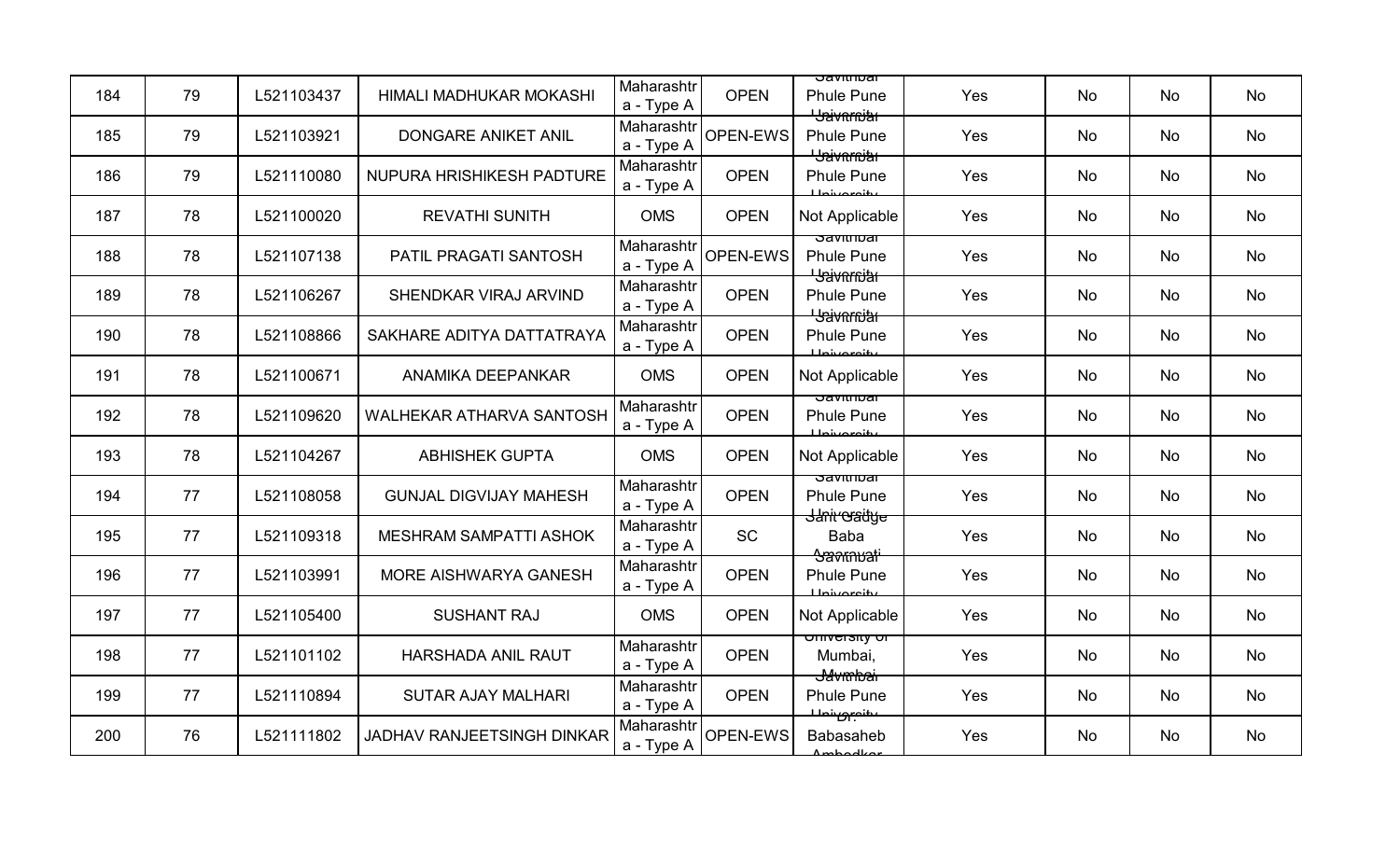| 184 | 79 | L521103437 | HIMALI MADHUKAR MOKASHI | Maharashtra - Type A | OPEN | Savitribai Phule Pune University | Yes | No | No | No |
|---|---|---|---|---|---|---|---|---|---|---|
| 185 | 79 | L521103921 | DONGARE ANIKET ANIL | Maharashtra - Type A | OPEN-EWS | Savitribai Phule Pune University | Yes | No | No | No |
| 186 | 79 | L521110080 | NUPURA HRISHIKESH PADTURE | Maharashtra - Type A | OPEN | Savitribai Phule Pune University | Yes | No | No | No |
| 187 | 78 | L521100020 | REVATHI SUNITH | OMS | OPEN | Not Applicable | Yes | No | No | No |
| 188 | 78 | L521107138 | PATIL PRAGATI SANTOSH | Maharashtra - Type A | OPEN-EWS | Savitribai Phule Pune University | Yes | No | No | No |
| 189 | 78 | L521106267 | SHENDKAR VIRAJ ARVIND | Maharashtra - Type A | OPEN | Savitribai Phule Pune University | Yes | No | No | No |
| 190 | 78 | L521108866 | SAKHARE ADITYA DATTATRAYA | Maharashtra - Type A | OPEN | Savitribai Phule Pune University | Yes | No | No | No |
| 191 | 78 | L521100671 | ANAMIKA DEEPANKAR | OMS | OPEN | Not Applicable | Yes | No | No | No |
| 192 | 78 | L521109620 | WALHEKAR ATHARVA SANTOSH | Maharashtra - Type A | OPEN | Savitribai Phule Pune University | Yes | No | No | No |
| 193 | 78 | L521104267 | ABHISHEK GUPTA | OMS | OPEN | Not Applicable | Yes | No | No | No |
| 194 | 77 | L521108058 | GUNJAL DIGVIJAY MAHESH | Maharashtra - Type A | OPEN | Savitribai Phule Pune University | Yes | No | No | No |
| 195 | 77 | L521109318 | MESHRAM SAMPATTI ASHOK | Maharashtra - Type A | SC | Sant Gadge Baba Amravati | Yes | No | No | No |
| 196 | 77 | L521103991 | MORE AISHWARYA GANESH | Maharashtra - Type A | OPEN | Savitribai Phule Pune University | Yes | No | No | No |
| 197 | 77 | L521105400 | SUSHANT RAJ | OMS | OPEN | Not Applicable | Yes | No | No | No |
| 198 | 77 | L521101102 | HARSHADA ANIL RAUT | Maharashtra - Type A | OPEN | University of Mumbai, Mumbai | Yes | No | No | No |
| 199 | 77 | L521110894 | SUTAR AJAY MALHARI | Maharashtra - Type A | OPEN | Savitribai Phule Pune University | Yes | No | No | No |
| 200 | 76 | L521111802 | JADHAV RANJEETSINGH DINKAR | Maharashtra - Type A | OPEN-EWS | Dr. Babasaheb Ambedkar | Yes | No | No | No |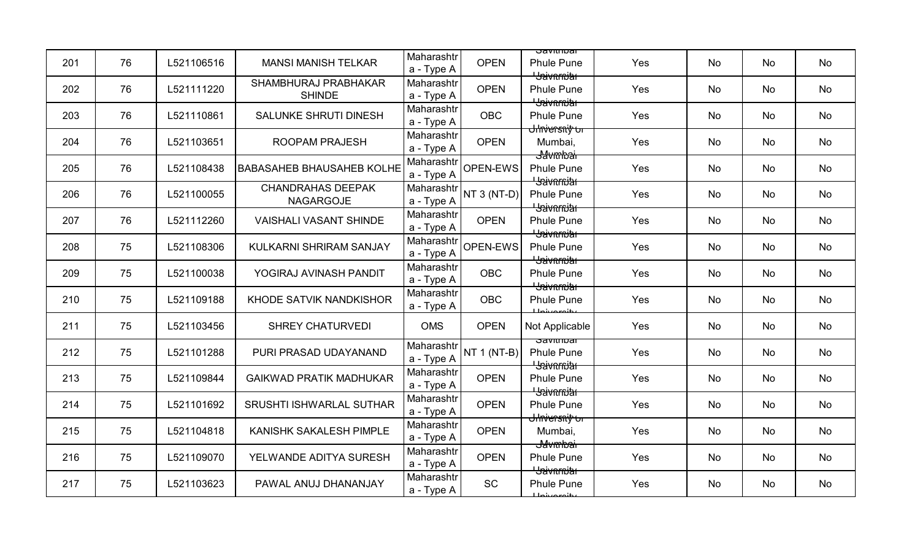| 201 | 76 | L521106516 | MANSI MANISH TELKAR | Maharashtra - Type A | OPEN | Savitribai Phule Pune University | Yes | No | No | No |
|---|---|---|---|---|---|---|---|---|---|---|
| 202 | 76 | L521111220 | SHAMBHURAJ PRABHAKAR SHINDE | Maharashtra - Type A | OPEN | Savitribai Phule Pune University | Yes | No | No | No |
| 203 | 76 | L521110861 | SALUNKE SHRUTI DINESH | Maharashtra - Type A | OBC | Savitribai Phule Pune University | Yes | No | No | No |
| 204 | 76 | L521103651 | ROOPAM PRAJESH | Maharashtra - Type A | OPEN | University of Mumbai, Mumbai | Yes | No | No | No |
| 205 | 76 | L521108438 | BABASAHEB BHAUSAHEB KOLHE | Maharashtra - Type A | OPEN-EWS | Savitribai Phule Pune University | Yes | No | No | No |
| 206 | 76 | L521100055 | CHANDRAHAS DEEPAK NAGARGOJE | Maharashtra - Type A | NT 3 (NT-D) | Savitribai Phule Pune University | Yes | No | No | No |
| 207 | 76 | L521112260 | VAISHALI VASANT SHINDE | Maharashtra - Type A | OPEN | Savitribai Phule Pune University | Yes | No | No | No |
| 208 | 75 | L521108306 | KULKARNI SHRIRAM SANJAY | Maharashtra - Type A | OPEN-EWS | Savitribai Phule Pune University | Yes | No | No | No |
| 209 | 75 | L521100038 | YOGIRAJ AVINASH PANDIT | Maharashtra - Type A | OBC | Savitribai Phule Pune University | Yes | No | No | No |
| 210 | 75 | L521109188 | KHODE SATVIK NANDKISHOR | Maharashtra - Type A | OBC | Savitribai Phule Pune University | Yes | No | No | No |
| 211 | 75 | L521103456 | SHREY CHATURVEDI | OMS | OPEN | Not Applicable | Yes | No | No | No |
| 212 | 75 | L521101288 | PURI PRASAD UDAYANAND | Maharashtra - Type A | NT 1 (NT-B) | Savitribai Phule Pune University | Yes | No | No | No |
| 213 | 75 | L521109844 | GAIKWAD PRATIK MADHUKAR | Maharashtra - Type A | OPEN | Savitribai Phule Pune University | Yes | No | No | No |
| 214 | 75 | L521101692 | SRUSHTI ISHWARLAL SUTHAR | Maharashtra - Type A | OPEN | Savitribai Phule Pune University | Yes | No | No | No |
| 215 | 75 | L521104818 | KANISHK SAKALESH PIMPLE | Maharashtra - Type A | OPEN | University of Mumbai, Mumbai | Yes | No | No | No |
| 216 | 75 | L521109070 | YELWANDE ADITYA SURESH | Maharashtra - Type A | OPEN | Savitribai Phule Pune University | Yes | No | No | No |
| 217 | 75 | L521103623 | PAWAL ANUJ DHANANJAY | Maharashtra - Type A | SC | Savitribai Phule Pune University | Yes | No | No | No |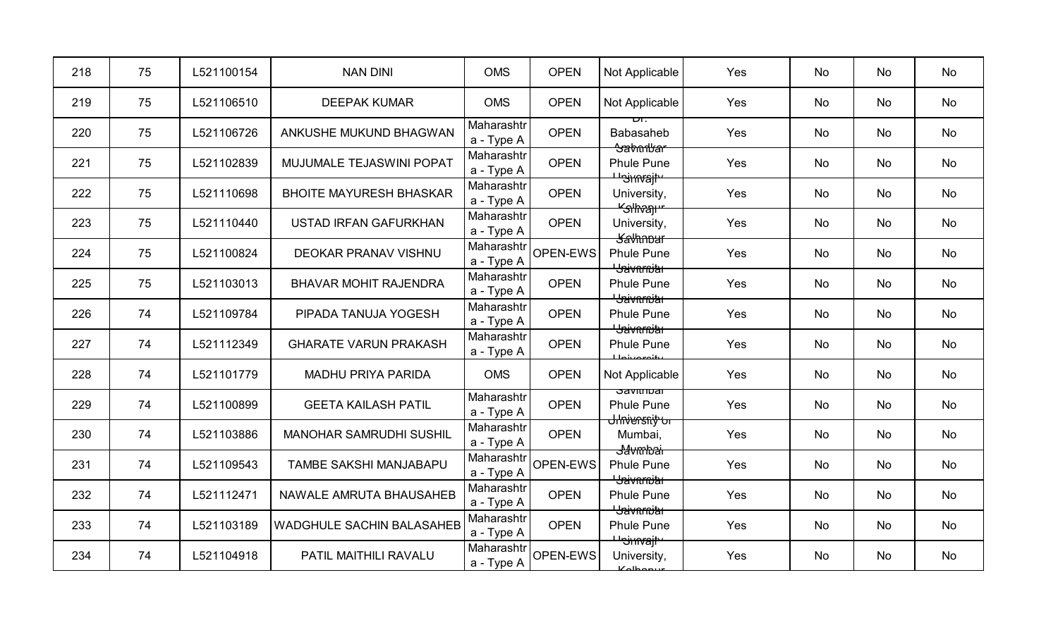| 218 | 75 | L521100154 | NAN DINI | OMS | OPEN | Not Applicable | Yes | No | No | No |
|---|---|---|---|---|---|---|---|---|---|---|
| 219 | 75 | L521106510 | DEEPAK KUMAR | OMS | OPEN | Not Applicable | Yes | No | No | No |
| 220 | 75 | L521106726 | ANKUSHE MUKUND BHAGWAN | Maharashtra - Type A | OPEN | Dr. Babasaheb Ambedkar | Yes | No | No | No |
| 221 | 75 | L521102839 | MUJUMALE TEJASWINI POPAT | Maharashtra - Type A | OPEN | Savitribai Phule Pune University | Yes | No | No | No |
| 222 | 75 | L521110698 | BHOITE MAYURESH BHASKAR | Maharashtra - Type A | OPEN | Shivaji University, Kolhapur | Yes | No | No | No |
| 223 | 75 | L521110440 | USTAD IRFAN GAFURKHAN | Maharashtra - Type A | OPEN | Shivaji University, Kolhapur | Yes | No | No | No |
| 224 | 75 | L521100824 | DEOKAR PRANAV VISHNU | Maharashtra - Type A | OPEN-EWS | Savitribai Phule Pune University | Yes | No | No | No |
| 225 | 75 | L521103013 | BHAVAR MOHIT RAJENDRA | Maharashtra - Type A | OPEN | Savitribai Phule Pune University | Yes | No | No | No |
| 226 | 74 | L521109784 | PIPADA TANUJA YOGESH | Maharashtra - Type A | OPEN | Savitribai Phule Pune University | Yes | No | No | No |
| 227 | 74 | L521112349 | GHARATE VARUN PRAKASH | Maharashtra - Type A | OPEN | Savitribai Phule Pune University | Yes | No | No | No |
| 228 | 74 | L521101779 | MADHU PRIYA PARIDA | OMS | OPEN | Not Applicable | Yes | No | No | No |
| 229 | 74 | L521100899 | GEETA KAILASH PATIL | Maharashtra - Type A | OPEN | Savitribai Phule Pune University | Yes | No | No | No |
| 230 | 74 | L521103886 | MANOHAR SAMRUDHI SUSHIL | Maharashtra - Type A | OPEN | University of Mumbai, Mumbai | Yes | No | No | No |
| 231 | 74 | L521109543 | TAMBE SAKSHI MANJABAPU | Maharashtra - Type A | OPEN-EWS | Savitribai Phule Pune University | Yes | No | No | No |
| 232 | 74 | L521112471 | NAWALE AMRUTA BHAUSAHEB | Maharashtra - Type A | OPEN | Savitribai Phule Pune University | Yes | No | No | No |
| 233 | 74 | L521103189 | WADGHULE SACHIN BALASAHEB | Maharashtra - Type A | OPEN | Savitribai Phule Pune University | Yes | No | No | No |
| 234 | 74 | L521104918 | PATIL MAITHILI RAVALU | Maharashtra - Type A | OPEN-EWS | Shivaji University, Kolhapur | Yes | No | No | No |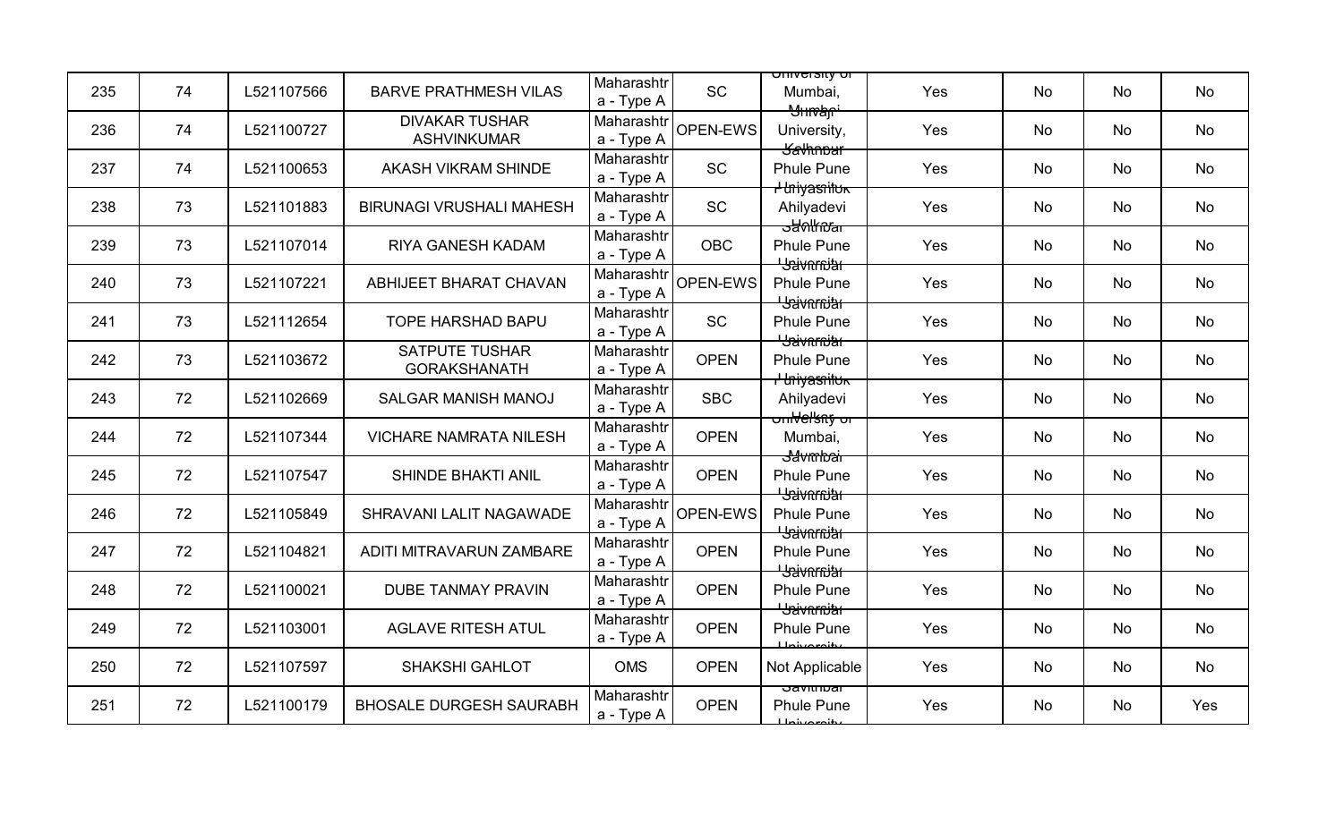| 235 | 74 | L521107566 | BARVE PRATHMESH VILAS | Maharashtra - Type A | SC | University of Mumbai, Mumbai | Yes | No | No | No |
|---|---|---|---|---|---|---|---|---|---|---|
| 236 | 74 | L521100727 | DIVAKAR TUSHAR ASHVINKUMAR | Maharashtra - Type A | OPEN-EWS | Shivaji University, Kolhapur | Yes | No | No | No |
| 237 | 74 | L521100653 | AKASH VIKRAM SHINDE | Maharashtra - Type A | SC | Savitribai Phule Pune University | Yes | No | No | No |
| 238 | 73 | L521101883 | BIRUNAGI VRUSHALI MAHESH | Maharashtra - Type A | SC | Punyashlok Ahilyadevi Holkar | Yes | No | No | No |
| 239 | 73 | L521107014 | RIYA GANESH KADAM | Maharashtra - Type A | OBC | Savitribai Phule Pune University | Yes | No | No | No |
| 240 | 73 | L521107221 | ABHIJEET BHARAT CHAVAN | Maharashtra - Type A | OPEN-EWS | Savitribai Phule Pune University | Yes | No | No | No |
| 241 | 73 | L521112654 | TOPE HARSHAD BAPU | Maharashtra - Type A | SC | Savitribai Phule Pune University | Yes | No | No | No |
| 242 | 73 | L521103672 | SATPUTE TUSHAR GORAKSHANATH | Maharashtra - Type A | OPEN | Savitribai Phule Pune University | Yes | No | No | No |
| 243 | 72 | L521102669 | SALGAR MANISH MANOJ | Maharashtra - Type A | SBC | Punyashlok Ahilyadevi Holkar | Yes | No | No | No |
| 244 | 72 | L521107344 | VICHARE NAMRATA NILESH | Maharashtra - Type A | OPEN | University of Mumbai, Mumbai | Yes | No | No | No |
| 245 | 72 | L521107547 | SHINDE BHAKTI ANIL | Maharashtra - Type A | OPEN | Savitribai Phule Pune University | Yes | No | No | No |
| 246 | 72 | L521105849 | SHRAVANI LALIT NAGAWADE | Maharashtra - Type A | OPEN-EWS | Savitribai Phule Pune University | Yes | No | No | No |
| 247 | 72 | L521104821 | ADITI MITRAVARUN ZAMBARE | Maharashtra - Type A | OPEN | Savitribai Phule Pune University | Yes | No | No | No |
| 248 | 72 | L521100021 | DUBE TANMAY PRAVIN | Maharashtra - Type A | OPEN | Savitribai Phule Pune University | Yes | No | No | No |
| 249 | 72 | L521103001 | AGLAVE RITESH ATUL | Maharashtra - Type A | OPEN | Savitribai Phule Pune University | Yes | No | No | No |
| 250 | 72 | L521107597 | SHAKSHI GAHLOT | OMS | OPEN | Not Applicable | Yes | No | No | No |
| 251 | 72 | L521100179 | BHOSALE DURGESH SAURABH | Maharashtra - Type A | OPEN | Savitribai Phule Pune University | Yes | No | No | Yes |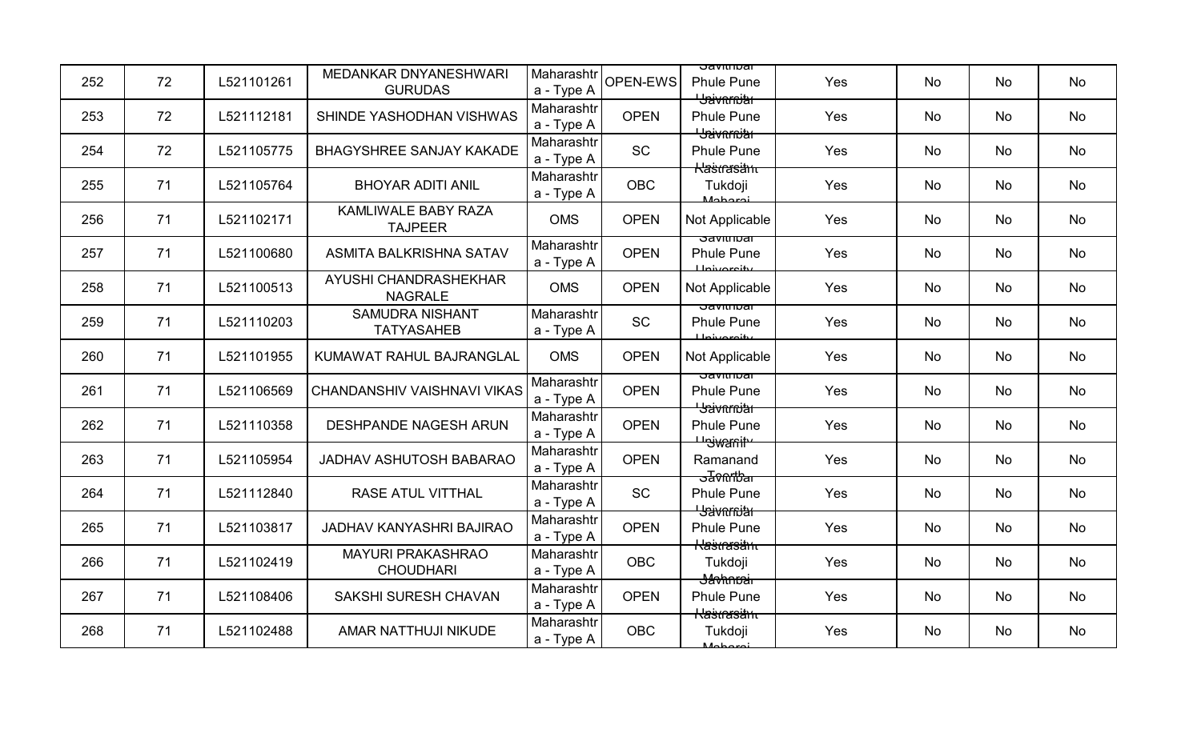| 252 | 72 | L521101261 | MEDANKAR DNYANESHWARI GURUDAS | Maharashtra - Type A | OPEN-EWS | Savitribai Phule Pune University | Yes | No | No | No |
|---|---|---|---|---|---|---|---|---|---|---|
| 253 | 72 | L521112181 | SHINDE YASHODHAN VISHWAS | Maharashtra - Type A | OPEN | Savitribai Phule Pune University | Yes | No | No | No |
| 254 | 72 | L521105775 | BHAGYSHREE SANJAY KAKADE | Maharashtra - Type A | SC | Savitribai Phule Pune University | Yes | No | No | No |
| 255 | 71 | L521105764 | BHOYAR ADITI ANIL | Maharashtra - Type A | OBC | Rastrasant Tukdoji Maharaj | Yes | No | No | No |
| 256 | 71 | L521102171 | KAMLIWALE BABY RAZA TAJPEER | OMS | OPEN | Not Applicable | Yes | No | No | No |
| 257 | 71 | L521100680 | ASMITA BALKRISHNA SATAV | Maharashtra - Type A | OPEN | Savitribai Phule Pune University | Yes | No | No | No |
| 258 | 71 | L521100513 | AYUSHI CHANDRASHEKHAR NAGRALE | OMS | OPEN | Not Applicable | Yes | No | No | No |
| 259 | 71 | L521110203 | SAMUDRA NISHANT TATYASAHEB | Maharashtra - Type A | SC | Savitribai Phule Pune University | Yes | No | No | No |
| 260 | 71 | L521101955 | KUMAWAT RAHUL BAJRANGLAL | OMS | OPEN | Not Applicable | Yes | No | No | No |
| 261 | 71 | L521106569 | CHANDANSHIV VAISHNAVI VIKAS | Maharashtra - Type A | OPEN | Savitribai Phule Pune University | Yes | No | No | No |
| 262 | 71 | L521110358 | DESHPANDE NAGESH ARUN | Maharashtra - Type A | OPEN | Savitribai Phule Pune University | Yes | No | No | No |
| 263 | 71 | L521105954 | JADHAV ASHUTOSH BABARAO | Maharashtra - Type A | OPEN | Swami Ramanand Teerth | Yes | No | No | No |
| 264 | 71 | L521112840 | RASE ATUL VITTHAL | Maharashtra - Type A | SC | Savitribai Phule Pune University | Yes | No | No | No |
| 265 | 71 | L521103817 | JADHAV KANYASHRI BAJIRAO | Maharashtra - Type A | OPEN | Savitribai Phule Pune University | Yes | No | No | No |
| 266 | 71 | L521102419 | MAYURI PRAKASHRAO CHOUDHARI | Maharashtra - Type A | OBC | Rastrasant Tukdoji Maharaj | Yes | No | No | No |
| 267 | 71 | L521108406 | SAKSHI SURESH CHAVAN | Maharashtra - Type A | OPEN | Savitribai Phule Pune University | Yes | No | No | No |
| 268 | 71 | L521102488 | AMAR NATTHUJI NIKUDE | Maharashtra - Type A | OBC | Rastrasant Tukdoji Maharaj | Yes | No | No | No |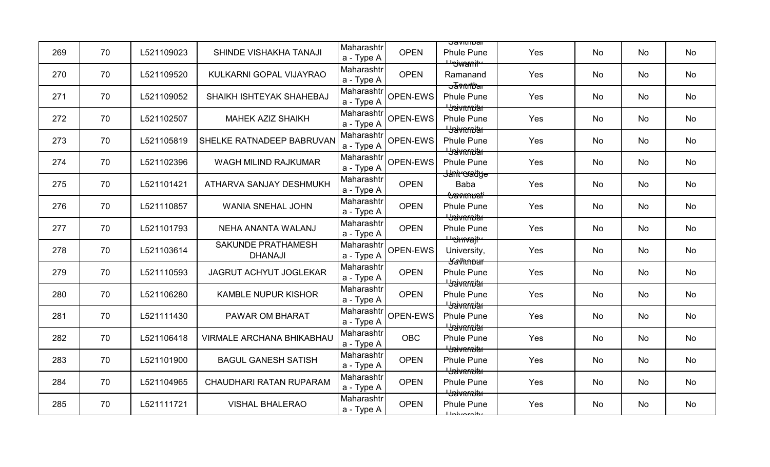| | | | | | | | | | | |
|---|---|---|---|---|---|---|---|---|---|---|
| 269 | 70 | L521109023 | SHINDE VISHAKHA TANAJI | Maharashtra - Type A | OPEN | Savitribai Phule Pune University | Yes | No | No | No |
| 270 | 70 | L521109520 | KULKARNI GOPAL VIJAYRAO | Maharashtra - Type A | OPEN | Swami Ramanand Teerth | Yes | No | No | No |
| 271 | 70 | L521109052 | SHAIKH ISHTEYAK SHAHEBAJ | Maharashtra - Type A | OPEN-EWS | Savitribai Phule Pune University | Yes | No | No | No |
| 272 | 70 | L521102507 | MAHEK AZIZ SHAIKH | Maharashtra - Type A | OPEN-EWS | Savitribai Phule Pune University | Yes | No | No | No |
| 273 | 70 | L521105819 | SHELKE RATNADEEP BABRUVAN | Maharashtra - Type A | OPEN-EWS | Savitribai Phule Pune University | Yes | No | No | No |
| 274 | 70 | L521102396 | WAGH MILIND RAJKUMAR | Maharashtra - Type A | OPEN-EWS | Savitribai Phule Pune University | Yes | No | No | No |
| 275 | 70 | L521101421 | ATHARVA SANJAY DESHMUKH | Maharashtra - Type A | OPEN | Sant Gadge Baba Amravati | Yes | No | No | No |
| 276 | 70 | L521110857 | WANIA SNEHAL JOHN | Maharashtra - Type A | OPEN | Savitribai Phule Pune University | Yes | No | No | No |
| 277 | 70 | L521101793 | NEHA ANANTA WALANJ | Maharashtra - Type A | OPEN | Savitribai Phule Pune University | Yes | No | No | No |
| 278 | 70 | L521103614 | SAKUNDE PRATHAMESH DHANAJI | Maharashtra - Type A | OPEN-EWS | Shivaji University, Kolhapur | Yes | No | No | No |
| 279 | 70 | L521110593 | JAGRUT ACHYUT JOGLEKAR | Maharashtra - Type A | OPEN | Savitribai Phule Pune University | Yes | No | No | No |
| 280 | 70 | L521106280 | KAMBLE NUPUR KISHOR | Maharashtra - Type A | OPEN | Savitribai Phule Pune University | Yes | No | No | No |
| 281 | 70 | L521111430 | PAWAR OM BHARAT | Maharashtra - Type A | OPEN-EWS | Savitribai Phule Pune University | Yes | No | No | No |
| 282 | 70 | L521106418 | VIRMALE ARCHANA BHIKABHAU | Maharashtra - Type A | OBC | Savitribai Phule Pune University | Yes | No | No | No |
| 283 | 70 | L521101900 | BAGUL GANESH SATISH | Maharashtra - Type A | OPEN | Savitribai Phule Pune University | Yes | No | No | No |
| 284 | 70 | L521104965 | CHAUDHARI RATAN RUPARAM | Maharashtra - Type A | OPEN | Savitribai Phule Pune University | Yes | No | No | No |
| 285 | 70 | L521111721 | VISHAL BHALERAO | Maharashtra - Type A | OPEN | Savitribai Phule Pune University | Yes | No | No | No |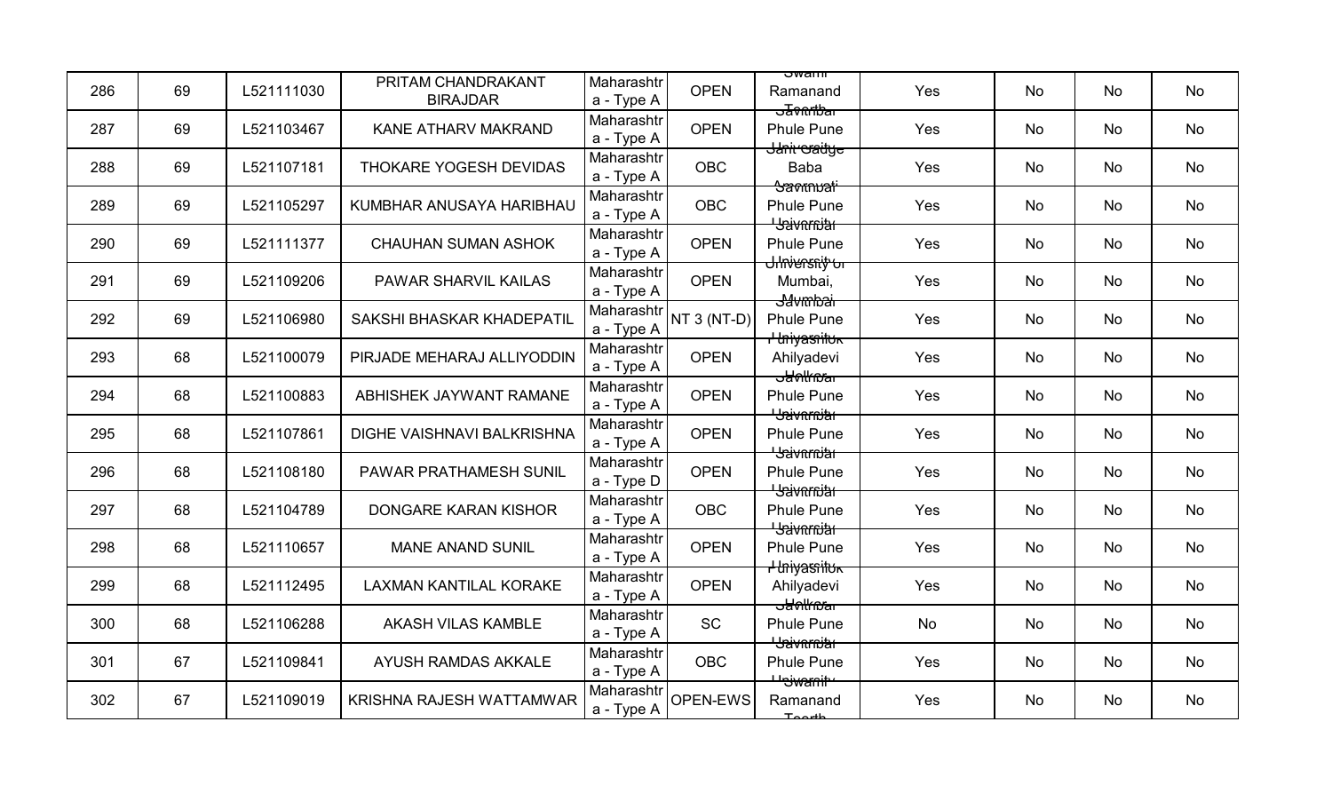| 286 | 69 | L521111030 | PRITAM CHANDRAKANT BIRAJDAR | Maharashtra - Type A | OPEN | Swami Ramanand Teerth | Yes | No | No | No |
|---|---|---|---|---|---|---|---|---|---|---|
| 287 | 69 | L521103467 | KANE ATHARV MAKRAND | Maharashtra - Type A | OPEN | Savitribai Phule Pune University | Yes | No | No | No |
| 288 | 69 | L521107181 | THOKARE YOGESH DEVIDAS | Maharashtra - Type A | OBC | Sant Gadge Baba Amravati | Yes | No | No | No |
| 289 | 69 | L521105297 | KUMBHAR ANUSAYA HARIBHAU | Maharashtra - Type A | OBC | Savitribai Phule Pune University | Yes | No | No | No |
| 290 | 69 | L521111377 | CHAUHAN SUMAN ASHOK | Maharashtra - Type A | OPEN | Savitribai Phule Pune University | Yes | No | No | No |
| 291 | 69 | L521109206 | PAWAR SHARVIL KAILAS | Maharashtra - Type A | OPEN | University of Mumbai, Mumbai | Yes | No | No | No |
| 292 | 69 | L521106980 | SAKSHI BHASKAR KHADEPATIL | Maharashtra - Type A | NT 3 (NT-D) | Savitribai Phule Pune University | Yes | No | No | No |
| 293 | 68 | L521100079 | PIRJADE MEHARAJ ALLIYODDIN | Maharashtra - Type A | OPEN | Punyashlok Ahilyadevi Holkar | Yes | No | No | No |
| 294 | 68 | L521100883 | ABHISHEK JAYWANT RAMANE | Maharashtra - Type A | OPEN | Savitribai Phule Pune University | Yes | No | No | No |
| 295 | 68 | L521107861 | DIGHE VAISHNAVI BALKRISHNA | Maharashtra - Type A | OPEN | Savitribai Phule Pune University | Yes | No | No | No |
| 296 | 68 | L521108180 | PAWAR PRATHAMESH SUNIL | Maharashtra - Type D | OPEN | Savitribai Phule Pune University | Yes | No | No | No |
| 297 | 68 | L521104789 | DONGARE KARAN KISHOR | Maharashtra - Type A | OBC | Savitribai Phule Pune University | Yes | No | No | No |
| 298 | 68 | L521110657 | MANE ANAND SUNIL | Maharashtra - Type A | OPEN | Savitribai Phule Pune University | Yes | No | No | No |
| 299 | 68 | L521112495 | LAXMAN KANTILAL KORAKE | Maharashtra - Type A | OPEN | Punyashlok Ahilyadevi Holkar | Yes | No | No | No |
| 300 | 68 | L521106288 | AKASH VILAS KAMBLE | Maharashtra - Type A | SC | Savitribai Phule Pune University | No | No | No | No |
| 301 | 67 | L521109841 | AYUSH RAMDAS AKKALE | Maharashtra - Type A | OBC | Savitribai Phule Pune University | Yes | No | No | No |
| 302 | 67 | L521109019 | KRISHNA RAJESH WATTAMWAR | Maharashtra - Type A | OPEN-EWS | Swami Ramanand Teerth | Yes | No | No | No |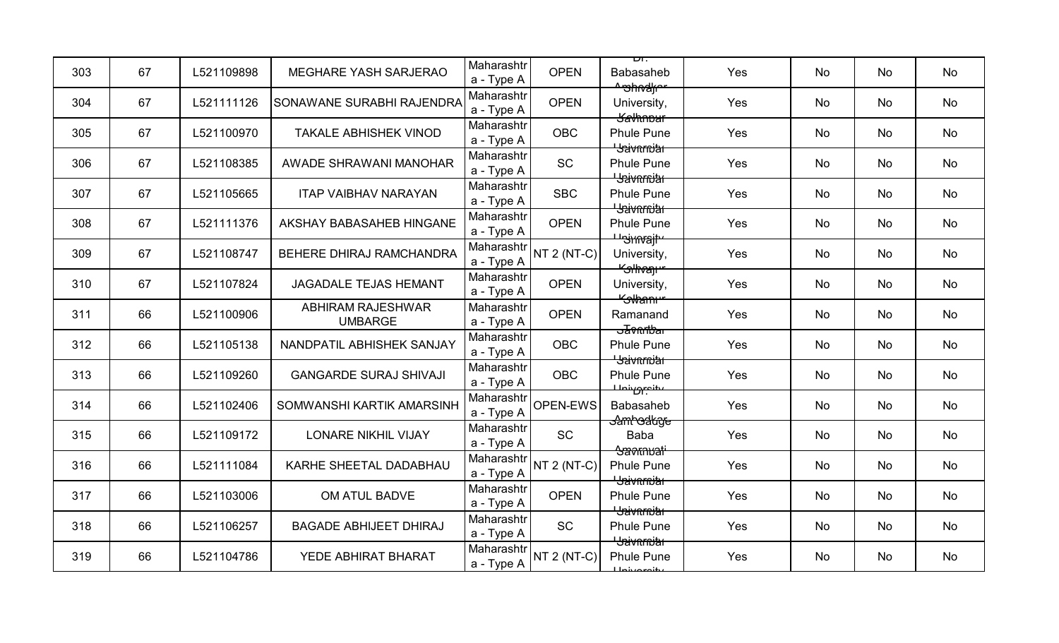| 303 | 67 | L521109898 | MEGHARE YASH SARJERAO | Maharashtra - Type A | OPEN | Dr. Babasaheb Ambedkar | Yes | No | No | No |
|---|---|---|---|---|---|---|---|---|---|---|
| 304 | 67 | L521111126 | SONAWANE SURABHI RAJENDRA | Maharashtra - Type A | OPEN | Shivaji University, Kolhapur | Yes | No | No | No |
| 305 | 67 | L521100970 | TAKALE ABHISHEK VINOD | Maharashtra - Type A | OBC | Savitribai Phule Pune University | Yes | No | No | No |
| 306 | 67 | L521108385 | AWADE SHRAWANI MANOHAR | Maharashtra - Type A | SC | Savitribai Phule Pune University | Yes | No | No | No |
| 307 | 67 | L521105665 | ITAP VAIBHAV NARAYAN | Maharashtra - Type A | SBC | Savitribai Phule Pune University | Yes | No | No | No |
| 308 | 67 | L521111376 | AKSHAY BABASAHEB HINGANE | Maharashtra - Type A | OPEN | Savitribai Phule Pune University | Yes | No | No | No |
| 309 | 67 | L521108747 | BEHERE DHIRAJ RAMCHANDRA | Maharashtra - Type A | NT 2 (NT-C) | Shivaji University, Kolhapur | Yes | No | No | No |
| 310 | 67 | L521107824 | JAGADALE TEJAS HEMANT | Maharashtra - Type A | OPEN | Shivaji University, Kolhapur | Yes | No | No | No |
| 311 | 66 | L521100906 | ABHIRAM RAJESHWAR UMBARGE | Maharashtra - Type A | OPEN | Swami Ramanand Teerth | Yes | No | No | No |
| 312 | 66 | L521105138 | NANDPATIL ABHISHEK SANJAY | Maharashtra - Type A | OBC | Savitribai Phule Pune University | Yes | No | No | No |
| 313 | 66 | L521109260 | GANGARDE SURAJ SHIVAJI | Maharashtra - Type A | OBC | Savitribai Phule Pune University | Yes | No | No | No |
| 314 | 66 | L521102406 | SOMWANSHI KARTIK AMARSINH | Maharashtra - Type A | OPEN-EWS | Dr. Babasaheb Ambedkar | Yes | No | No | No |
| 315 | 66 | L521109172 | LONARE NIKHIL VIJAY | Maharashtra - Type A | SC | Sant Gadge Baba Amravati | Yes | No | No | No |
| 316 | 66 | L521111084 | KARHE SHEETAL DADABHAU | Maharashtra - Type A | NT 2 (NT-C) | Savitribai Phule Pune University | Yes | No | No | No |
| 317 | 66 | L521103006 | OM ATUL BADVE | Maharashtra - Type A | OPEN | Savitribai Phule Pune University | Yes | No | No | No |
| 318 | 66 | L521106257 | BAGADE ABHIJEET DHIRAJ | Maharashtra - Type A | SC | Savitribai Phule Pune University | Yes | No | No | No |
| 319 | 66 | L521104786 | YEDE ABHIRAT BHARAT | Maharashtra - Type A | NT 2 (NT-C) | Savitribai Phule Pune University | Yes | No | No | No |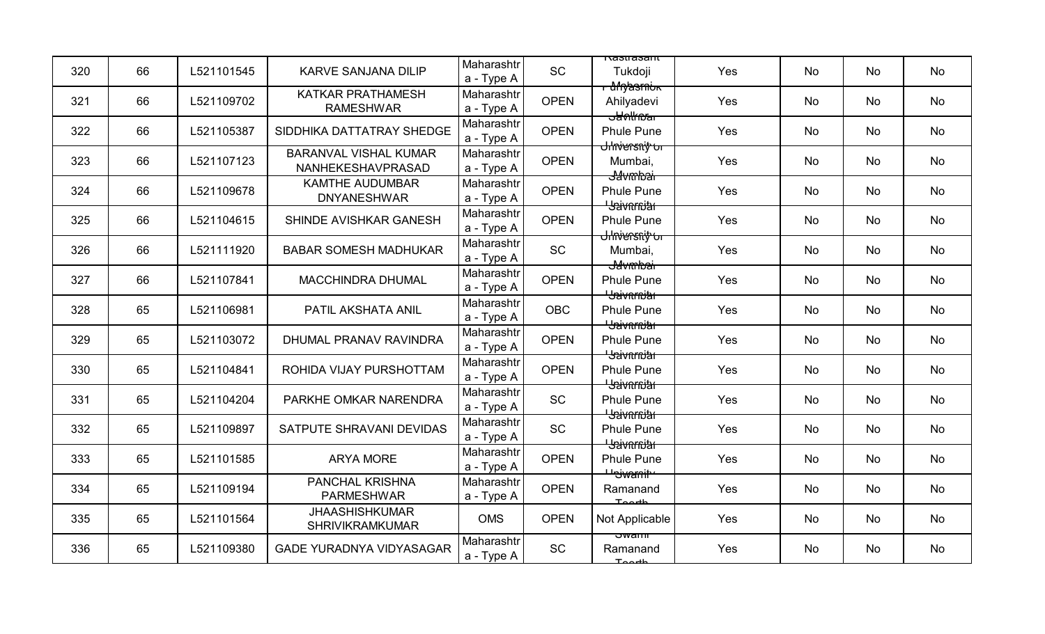| 320 | 66 | L521101545 | KARVE SANJANA DILIP | Maharashtra - Type A | SC | Rastrasant Tukdoji Maharaj | Yes | No | No | No |
|---|---|---|---|---|---|---|---|---|---|---|
| 321 | 66 | L521109702 | KATKAR PRATHAMESH RAMESHWAR | Maharashtra - Type A | OPEN | Punyashlok Ahilyadevi Holkar | Yes | No | No | No |
| 322 | 66 | L521105387 | SIDDHIKA DATTATRAY SHEDGE | Maharashtra - Type A | OPEN | Savitribai Phule Pune University | Yes | No | No | No |
| 323 | 66 | L521107123 | BARANVAL VISHAL KUMAR NANHEKESHAVPRASAD | Maharashtra - Type A | OPEN | University of Mumbai, Mumbai | Yes | No | No | No |
| 324 | 66 | L521109678 | KAMTHE AUDUMBAR DNYANESHWAR | Maharashtra - Type A | OPEN | Savitribai Phule Pune University | Yes | No | No | No |
| 325 | 66 | L521104615 | SHINDE AVISHKAR GANESH | Maharashtra - Type A | OPEN | Savitribai Phule Pune University | Yes | No | No | No |
| 326 | 66 | L521111920 | BABAR SOMESH MADHUKAR | Maharashtra - Type A | SC | University of Mumbai, Mumbai | Yes | No | No | No |
| 327 | 66 | L521107841 | MACCHINDRA DHUMAL | Maharashtra - Type A | OPEN | Savitribai Phule Pune University | Yes | No | No | No |
| 328 | 65 | L521106981 | PATIL AKSHATA ANIL | Maharashtra - Type A | OBC | Savitribai Phule Pune University | Yes | No | No | No |
| 329 | 65 | L521103072 | DHUMAL PRANAV RAVINDRA | Maharashtra - Type A | OPEN | Savitribai Phule Pune University | Yes | No | No | No |
| 330 | 65 | L521104841 | ROHIDA VIJAY PURSHOTTAM | Maharashtra - Type A | OPEN | Savitribai Phule Pune University | Yes | No | No | No |
| 331 | 65 | L521104204 | PARKHE OMKAR NARENDRA | Maharashtra - Type A | SC | Savitribai Phule Pune University | Yes | No | No | No |
| 332 | 65 | L521109897 | SATPUTE SHRAVANI DEVIDAS | Maharashtra - Type A | SC | Savitribai Phule Pune University | Yes | No | No | No |
| 333 | 65 | L521101585 | ARYA MORE | Maharashtra - Type A | OPEN | Savitribai Phule Pune University | Yes | No | No | No |
| 334 | 65 | L521109194 | PANCHAL KRISHNA PARMESHWAR | Maharashtra - Type A | OPEN | Swami Ramanand Teerth | Yes | No | No | No |
| 335 | 65 | L521101564 | JHAASHISHKUMAR SHRIVIKRAMKUMAR | OMS | OPEN | Not Applicable | Yes | No | No | No |
| 336 | 65 | L521109380 | GADE YURADNYA VIDYASAGAR | Maharashtra - Type A | SC | Swami Ramanand Teerth | Yes | No | No | No |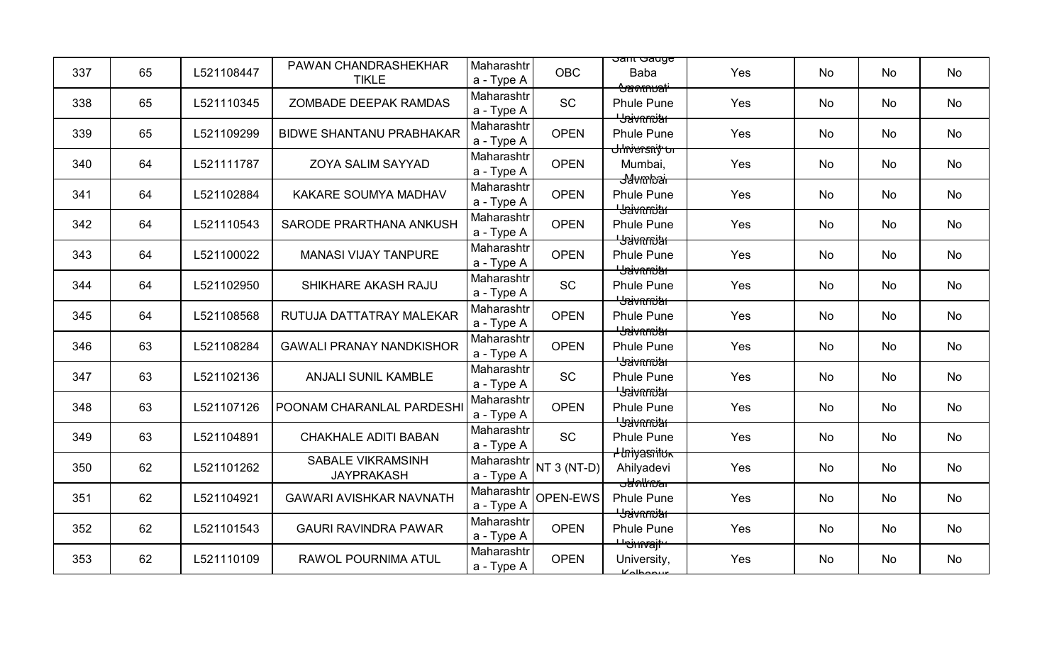| 337 | 65 | L521108447 | PAWAN CHANDRASHEKHAR TIKLE | Maharashtra - Type A | OBC | Sant Gadge Baba Amravati | Yes | No | No | No |
|---|---|---|---|---|---|---|---|---|---|---|
| 338 | 65 | L521110345 | ZOMBADE DEEPAK RAMDAS | Maharashtra - Type A | SC | Savitribai Phule Pune University | Yes | No | No | No |
| 339 | 65 | L521109299 | BIDWE SHANTANU PRABHAKAR | Maharashtra - Type A | OPEN | Savitribai Phule Pune University | Yes | No | No | No |
| 340 | 64 | L521111787 | ZOYA SALIM SAYYAD | Maharashtra - Type A | OPEN | University of Mumbai, Mumbai | Yes | No | No | No |
| 341 | 64 | L521102884 | KAKARE SOUMYA MADHAV | Maharashtra - Type A | OPEN | Savitribai Phule Pune University | Yes | No | No | No |
| 342 | 64 | L521110543 | SARODE PRARTHANA ANKUSH | Maharashtra - Type A | OPEN | Savitribai Phule Pune University | Yes | No | No | No |
| 343 | 64 | L521100022 | MANASI VIJAY TANPURE | Maharashtra - Type A | OPEN | Savitribai Phule Pune University | Yes | No | No | No |
| 344 | 64 | L521102950 | SHIKHARE AKASH RAJU | Maharashtra - Type A | SC | Savitribai Phule Pune University | Yes | No | No | No |
| 345 | 64 | L521108568 | RUTUJA DATTATRAY MALEKAR | Maharashtra - Type A | OPEN | Savitribai Phule Pune University | Yes | No | No | No |
| 346 | 63 | L521108284 | GAWALI PRANAY NANDKISHOR | Maharashtra - Type A | OPEN | Savitribai Phule Pune University | Yes | No | No | No |
| 347 | 63 | L521102136 | ANJALI SUNIL KAMBLE | Maharashtra - Type A | SC | Savitribai Phule Pune University | Yes | No | No | No |
| 348 | 63 | L521107126 | POONAM CHARANLAL PARDESHI | Maharashtra - Type A | OPEN | Savitribai Phule Pune University | Yes | No | No | No |
| 349 | 63 | L521104891 | CHAKHALE ADITI BABAN | Maharashtra - Type A | SC | Savitribai Phule Pune University | Yes | No | No | No |
| 350 | 62 | L521101262 | SABALE VIKRAMSINH JAYPRAKASH | Maharashtra - Type A | NT 3 (NT-D) | Punyashlok Ahilyadevi Holkar | Yes | No | No | No |
| 351 | 62 | L521104921 | GAWARI AVISHKAR NAVNATH | Maharashtra - Type A | OPEN-EWS | Savitribai Phule Pune University | Yes | No | No | No |
| 352 | 62 | L521101543 | GAURI RAVINDRA PAWAR | Maharashtra - Type A | OPEN | Savitribai Phule Pune University | Yes | No | No | No |
| 353 | 62 | L521110109 | RAWOL POURNIMA ATUL | Maharashtra - Type A | OPEN | Shivaji University, Kolhapur | Yes | No | No | No |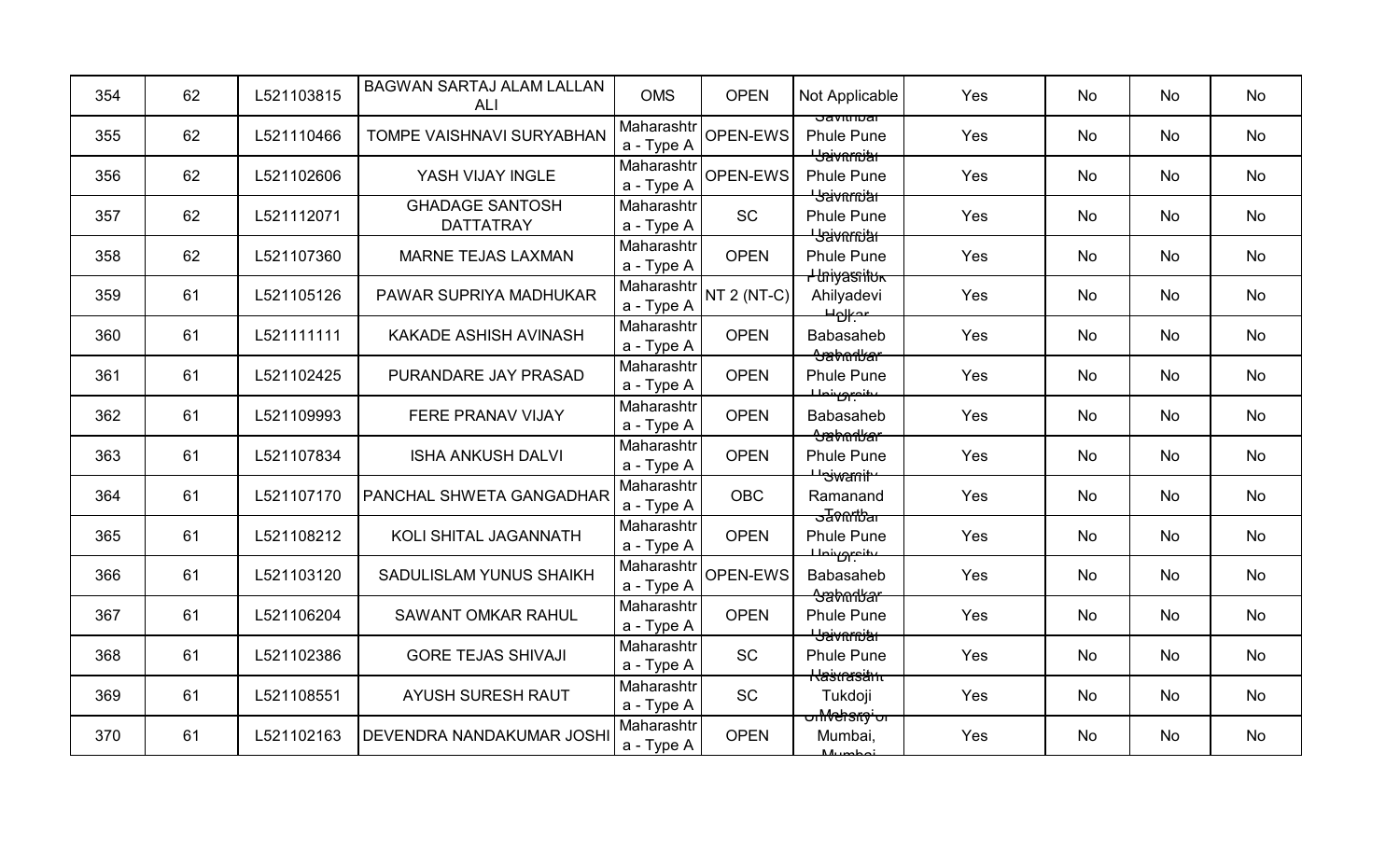| 354 | 62 | L521103815 | BAGWAN SARTAJ ALAM LALLAN ALI | OMS | OPEN | Not Applicable | Yes | No | No | No |
|---|---|---|---|---|---|---|---|---|---|---|
| 355 | 62 | L521110466 | TOMPE VAISHNAVI SURYABHAN | Maharashtr a - Type A | OPEN-EWS | Savitribai Phule Pune University | Yes | No | No | No |
| 356 | 62 | L521102606 | YASH VIJAY INGLE | Maharashtr a - Type A | OPEN-EWS | Savitribai Phule Pune University | Yes | No | No | No |
| 357 | 62 | L521112071 | GHADAGE SANTOSH DATTATRAY | Maharashtr a - Type A | SC | Savitribai Phule Pune University | Yes | No | No | No |
| 358 | 62 | L521107360 | MARNE TEJAS LAXMAN | Maharashtr a - Type A | OPEN | Savitribai Phule Pune University | Yes | No | No | No |
| 359 | 61 | L521105126 | PAWAR SUPRIYA MADHUKAR | Maharashtr a - Type A | NT 2 (NT-C) | Punyashlok Ahilyadevi Holkar | Yes | No | No | No |
| 360 | 61 | L521111111 | KAKADE ASHISH AVINASH | Maharashtr a - Type A | OPEN | Dr. Babasaheb Ambedkar | Yes | No | No | No |
| 361 | 61 | L521102425 | PURANDARE JAY PRASAD | Maharashtr a - Type A | OPEN | Savitribai Phule Pune University | Yes | No | No | No |
| 362 | 61 | L521109993 | FERE PRANAV VIJAY | Maharashtr a - Type A | OPEN | Dr. Babasaheb Ambedkar | Yes | No | No | No |
| 363 | 61 | L521107834 | ISHA ANKUSH DALVI | Maharashtr a - Type A | OPEN | Savitribai Phule Pune University | Yes | No | No | No |
| 364 | 61 | L521107170 | PANCHAL SHWETA GANGADHAR | Maharashtr a - Type A | OBC | Swami Ramanand Teerth | Yes | No | No | No |
| 365 | 61 | L521108212 | KOLI SHITAL JAGANNATH | Maharashtr a - Type A | OPEN | Savitribai Phule Pune University | Yes | No | No | No |
| 366 | 61 | L521103120 | SADULISLAM YUNUS SHAIKH | Maharashtr a - Type A | OPEN-EWS | Dr. Babasaheb Ambedkar | Yes | No | No | No |
| 367 | 61 | L521106204 | SAWANT OMKAR RAHUL | Maharashtr a - Type A | OPEN | Savitribai Phule Pune University | Yes | No | No | No |
| 368 | 61 | L521102386 | GORE TEJAS SHIVAJI | Maharashtr a - Type A | SC | Savitribai Phule Pune University | Yes | No | No | No |
| 369 | 61 | L521108551 | AYUSH SURESH RAUT | Maharashtr a - Type A | SC | Rashtrasant Tukdoji Maharaj | Yes | No | No | No |
| 370 | 61 | L521102163 | DEVENDRA NANDAKUMAR JOSHI | Maharashtr a - Type A | OPEN | University of Mumbai, Mumbai | Yes | No | No | No |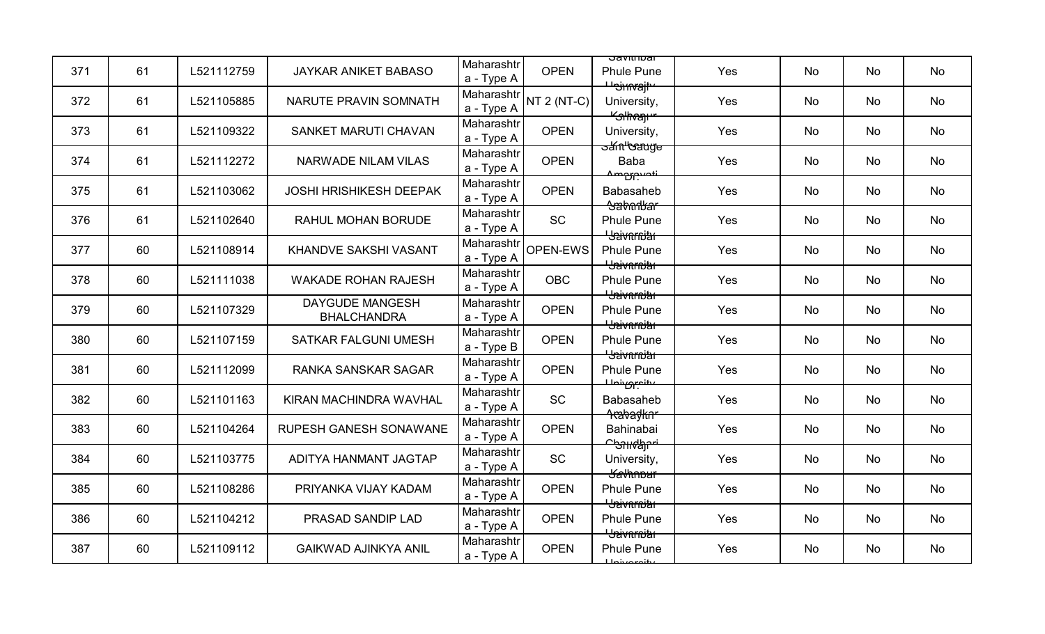| 371 | 61 | L521112759 | JAYKAR ANIKET BABASO | Maharashtra - Type A | OPEN | Savitribai Phule Pune University | Yes | No | No | No |
|---|---|---|---|---|---|---|---|---|---|---|
| 372 | 61 | L521105885 | NARUTE PRAVIN SOMNATH | Maharashtra - Type A | NT 2 (NT-C) | Shivaji University, Kolhapur | Yes | No | No | No |
| 373 | 61 | L521109322 | SANKET MARUTI CHAVAN | Maharashtra - Type A | OPEN | Shivaji University, Kolhapur | Yes | No | No | No |
| 374 | 61 | L521112272 | NARWADE NILAM VILAS | Maharashtra - Type A | OPEN | Sant Gadge Baba Amravati | Yes | No | No | No |
| 375 | 61 | L521103062 | JOSHI HRISHIKESH DEEPAK | Maharashtra - Type A | OPEN | Dr. Babasaheb Ambedkar | Yes | No | No | No |
| 376 | 61 | L521102640 | RAHUL MOHAN BORUDE | Maharashtra - Type A | SC | Savitribai Phule Pune University | Yes | No | No | No |
| 377 | 60 | L521108914 | KHANDVE SAKSHI VASANT | Maharashtra - Type A | OPEN-EWS | Savitribai Phule Pune University | Yes | No | No | No |
| 378 | 60 | L521111038 | WAKADE ROHAN RAJESH | Maharashtra - Type A | OBC | Savitribai Phule Pune University | Yes | No | No | No |
| 379 | 60 | L521107329 | DAYGUDE MANGESH BHALCHANDRA | Maharashtra - Type A | OPEN | Savitribai Phule Pune University | Yes | No | No | No |
| 380 | 60 | L521107159 | SATKAR FALGUNI UMESH | Maharashtra - Type B | OPEN | Savitribai Phule Pune University | Yes | No | No | No |
| 381 | 60 | L521112099 | RANKA SANSKAR SAGAR | Maharashtra - Type A | OPEN | Savitribai Phule Pune University | Yes | No | No | No |
| 382 | 60 | L521101163 | KIRAN MACHINDRA WAVHAL | Maharashtra - Type A | SC | Dr. Babasaheb Ambedkar | Yes | No | No | No |
| 383 | 60 | L521104264 | RUPESH GANESH SONAWANE | Maharashtra - Type A | OPEN | Kavayitri Bahinabai Chaudhari | Yes | No | No | No |
| 384 | 60 | L521103775 | ADITYA HANMANT JAGTAP | Maharashtra - Type A | SC | Shivaji University, Kolhapur | Yes | No | No | No |
| 385 | 60 | L521108286 | PRIYANKA VIJAY KADAM | Maharashtra - Type A | OPEN | Savitribai Phule Pune University | Yes | No | No | No |
| 386 | 60 | L521104212 | PRASAD SANDIP LAD | Maharashtra - Type A | OPEN | Savitribai Phule Pune University | Yes | No | No | No |
| 387 | 60 | L521109112 | GAIKWAD AJINKYA ANIL | Maharashtra - Type A | OPEN | Savitribai Phule Pune University | Yes | No | No | No |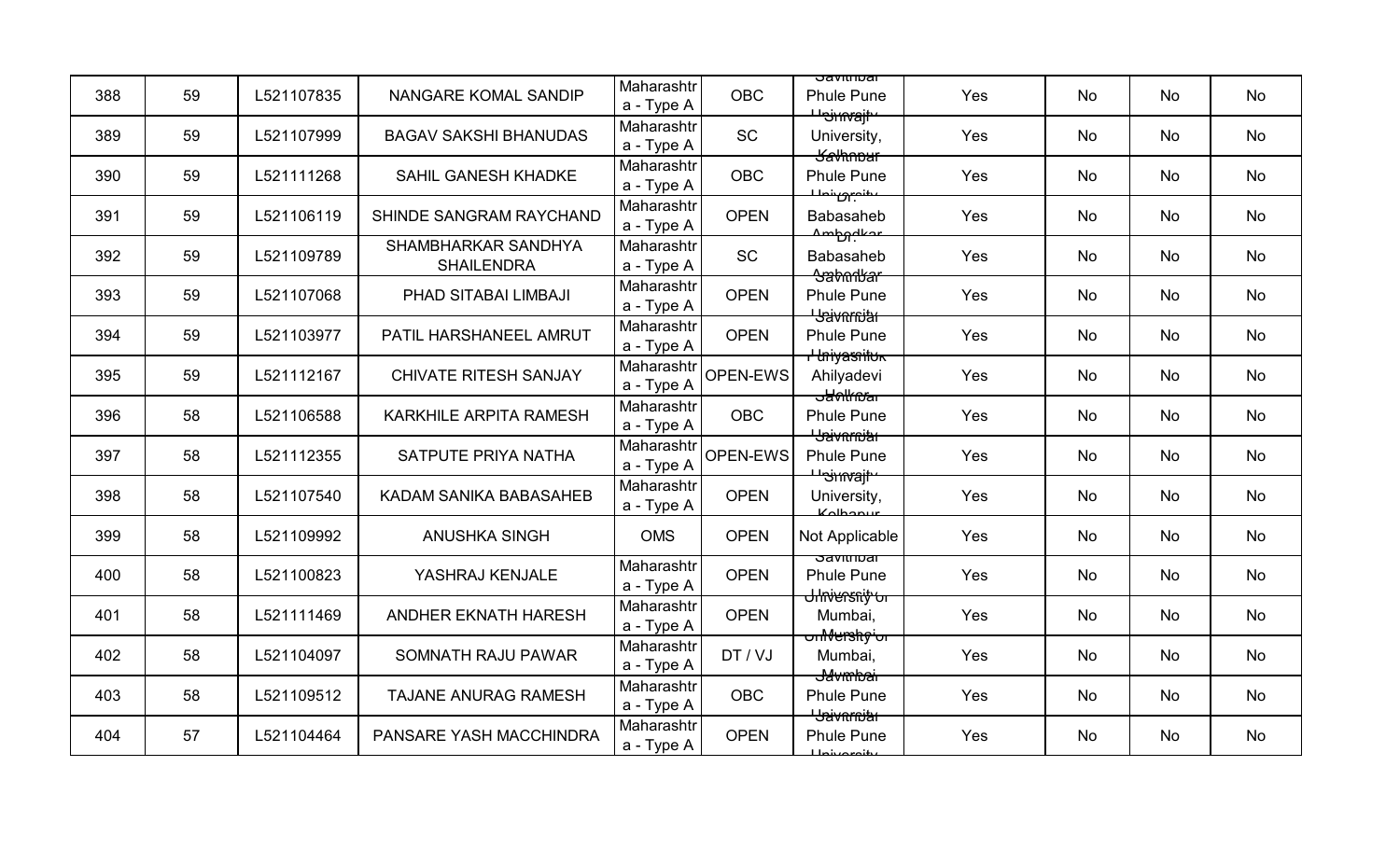| 388 | 59 | L521107835 | NANGARE KOMAL SANDIP | Maharashtra - Type A | OBC | Savitribai Phule Pune University | Yes | No | No | No |
|---|---|---|---|---|---|---|---|---|---|---|
| 389 | 59 | L521107999 | BAGAV SAKSHI BHANUDAS | Maharashtra - Type A | SC | Shivaji University, Kolhapur | Yes | No | No | No |
| 390 | 59 | L521111268 | SAHIL GANESH KHADKE | Maharashtra - Type A | OBC | Savitribai Phule Pune University | Yes | No | No | No |
| 391 | 59 | L521106119 | SHINDE SANGRAM RAYCHAND | Maharashtra - Type A | OPEN | Dr. Babasaheb Ambedkar | Yes | No | No | No |
| 392 | 59 | L521109789 | SHAMBHARKAR SANDHYA SHAILENDRA | Maharashtra - Type A | SC | Dr. Babasaheb Ambedkar | Yes | No | No | No |
| 393 | 59 | L521107068 | PHAD SITABAI LIMBAJI | Maharashtra - Type A | OPEN | Savitribai Phule Pune University | Yes | No | No | No |
| 394 | 59 | L521103977 | PATIL HARSHANEEL AMRUT | Maharashtra - Type A | OPEN | Savitribai Phule Pune University | Yes | No | No | No |
| 395 | 59 | L521112167 | CHIVATE RITESH SANJAY | Maharashtra - Type A | OPEN-EWS | Punyashlok Ahilyadevi Holkar | Yes | No | No | No |
| 396 | 58 | L521106588 | KARKHILE ARPITA RAMESH | Maharashtra - Type A | OBC | Savitribai Phule Pune University | Yes | No | No | No |
| 397 | 58 | L521112355 | SATPUTE PRIYA NATHA | Maharashtra - Type A | OPEN-EWS | Savitribai Phule Pune University | Yes | No | No | No |
| 398 | 58 | L521107540 | KADAM SANIKA BABASAHEB | Maharashtra - Type A | OPEN | Shivaji University, Kolhapur | Yes | No | No | No |
| 399 | 58 | L521109992 | ANUSHKA SINGH | OMS | OPEN | Not Applicable | Yes | No | No | No |
| 400 | 58 | L521100823 | YASHRAJ KENJALE | Maharashtra - Type A | OPEN | Savitribai Phule Pune University | Yes | No | No | No |
| 401 | 58 | L521111469 | ANDHER EKNATH HARESH | Maharashtra - Type A | OPEN | University of Mumbai, Mumbai | Yes | No | No | No |
| 402 | 58 | L521104097 | SOMNATH RAJU PAWAR | Maharashtra - Type A | DT / VJ | University of Mumbai, Mumbai | Yes | No | No | No |
| 403 | 58 | L521109512 | TAJANE ANURAG RAMESH | Maharashtra - Type A | OBC | Savitribai Phule Pune University | Yes | No | No | No |
| 404 | 57 | L521104464 | PANSARE YASH MACCHINDRA | Maharashtra - Type A | OPEN | Savitribai Phule Pune University | Yes | No | No | No |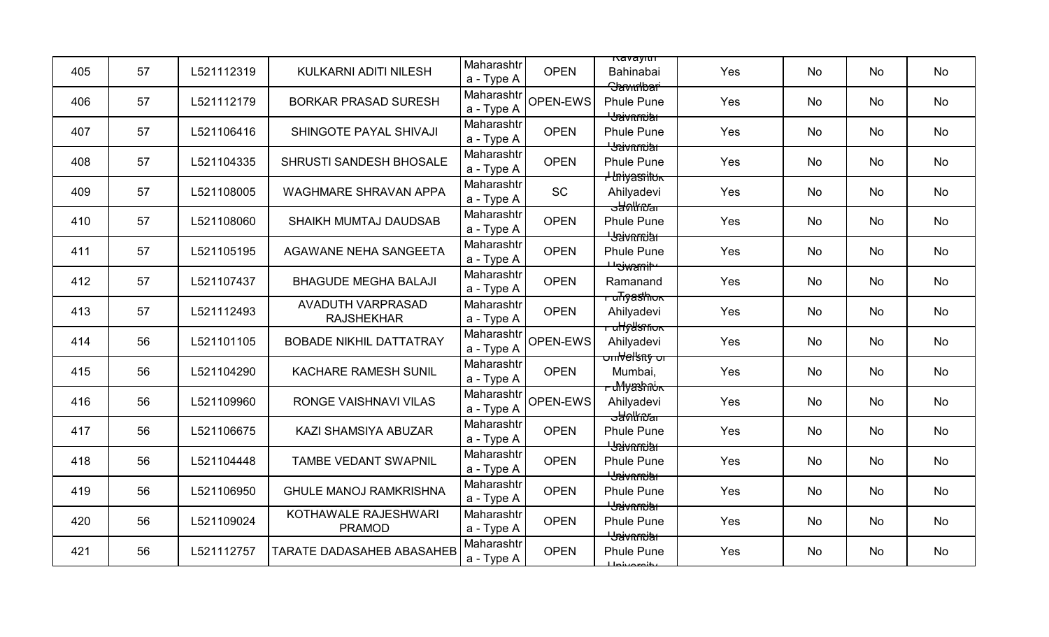| 405 | 57 | L521112319 | KULKARNI ADITI NILESH | Maharashtr a - Type A | OPEN | Rayat Bahinabai Chaudhari | Yes | No | No | No |
|---|---|---|---|---|---|---|---|---|---|---|
| 406 | 57 | L521112179 | BORKAR PRASAD SURESH | Maharashtr a - Type A | OPEN-EWS | Savitribai Phule Pune University | Yes | No | No | No |
| 407 | 57 | L521106416 | SHINGOTE PAYAL SHIVAJI | Maharashtr a - Type A | OPEN | Savitribai Phule Pune University | Yes | No | No | No |
| 408 | 57 | L521104335 | SHRUSTI SANDESH BHOSALE | Maharashtr a - Type A | OPEN | Savitribai Phule Pune University | Yes | No | No | No |
| 409 | 57 | L521108005 | WAGHMARE SHRAVAN APPA | Maharashtr a - Type A | SC | Punyashlok Ahilyadevi Holkar | Yes | No | No | No |
| 410 | 57 | L521108060 | SHAIKH MUMTAJ DAUDSAB | Maharashtr a - Type A | OPEN | Savitribai Phule Pune University | Yes | No | No | No |
| 411 | 57 | L521105195 | AGAWANE NEHA SANGEETA | Maharashtr a - Type A | OPEN | Savitribai Phule Pune University | Yes | No | No | No |
| 412 | 57 | L521107437 | BHAGUDE MEGHA BALAJI | Maharashtr a - Type A | OPEN | Swami Ramanand Teerth | Yes | No | No | No |
| 413 | 57 | L521112493 | AVADUTH VARPRASAD RAJSHEKHAR | Maharashtr a - Type A | OPEN | Punyashlok Ahilyadevi Holkar | Yes | No | No | No |
| 414 | 56 | L521101105 | BOBADE NIKHIL DATTATRAY | Maharashtr a - Type A | OPEN-EWS | Punyashlok Ahilyadevi Holkar | Yes | No | No | No |
| 415 | 56 | L521104290 | KACHARE RAMESH SUNIL | Maharashtr a - Type A | OPEN | University of Mumbai, Mumbai | Yes | No | No | No |
| 416 | 56 | L521109960 | RONGE VAISHNAVI VILAS | Maharashtr a - Type A | OPEN-EWS | Punyashlok Ahilyadevi Holkar | Yes | No | No | No |
| 417 | 56 | L521106675 | KAZI SHAMSIYA ABUZAR | Maharashtr a - Type A | OPEN | Savitribai Phule Pune University | Yes | No | No | No |
| 418 | 56 | L521104448 | TAMBE VEDANT SWAPNIL | Maharashtr a - Type A | OPEN | Savitribai Phule Pune University | Yes | No | No | No |
| 419 | 56 | L521106950 | GHULE MANOJ RAMKRISHNA | Maharashtr a - Type A | OPEN | Savitribai Phule Pune University | Yes | No | No | No |
| 420 | 56 | L521109024 | KOTHAWALE RAJESHWARI PRAMOD | Maharashtr a - Type A | OPEN | Savitribai Phule Pune University | Yes | No | No | No |
| 421 | 56 | L521112757 | TARATE DADASAHEB ABASAHEB | Maharashtr a - Type A | OPEN | Savitribai Phule Pune University | Yes | No | No | No |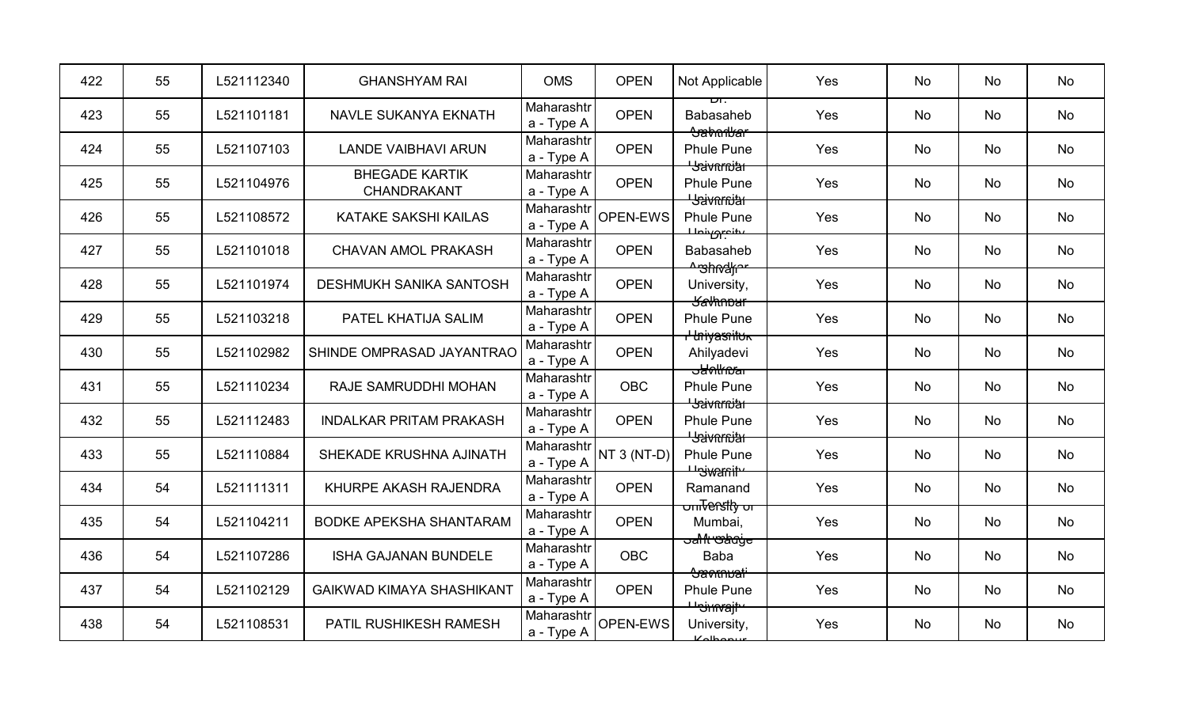| 422 | 55 | L521112340 | GHANSHYAM RAI | OMS | OPEN | Not Applicable | Yes | No | No | No |
|---|---|---|---|---|---|---|---|---|---|---|
| 423 | 55 | L521101181 | NAVLE SUKANYA EKNATH | Maharashtra - Type A | OPEN | Dr. Babasaheb Ambedkar | Yes | No | No | No |
| 424 | 55 | L521107103 | LANDE VAIBHAVI ARUN | Maharashtra - Type A | OPEN | Savitribai Phule Pune University | Yes | No | No | No |
| 425 | 55 | L521104976 | BHEGADE KARTIK CHANDRAKANT | Maharashtra - Type A | OPEN | Savitribai Phule Pune University | Yes | No | No | No |
| 426 | 55 | L521108572 | KATAKE SAKSHI KAILAS | Maharashtra - Type A | OPEN-EWS | Savitribai Phule Pune University | Yes | No | No | No |
| 427 | 55 | L521101018 | CHAVAN AMOL PRAKASH | Maharashtra - Type A | OPEN | Dr. Babasaheb Ambedkar | Yes | No | No | No |
| 428 | 55 | L521101974 | DESHMUKH SANIKA SANTOSH | Maharashtra - Type A | OPEN | Shivaji University, Kolhapur | Yes | No | No | No |
| 429 | 55 | L521103218 | PATEL KHATIJA SALIM | Maharashtra - Type A | OPEN | Savitribai Phule Pune University | Yes | No | No | No |
| 430 | 55 | L521102982 | SHINDE OMPRASAD JAYANTRAO | Maharashtra - Type A | OPEN | Punyashlok Ahilyadevi Holkar | Yes | No | No | No |
| 431 | 55 | L521110234 | RAJE SAMRUDDHI MOHAN | Maharashtra - Type A | OBC | Savitribai Phule Pune University | Yes | No | No | No |
| 432 | 55 | L521112483 | INDALKAR PRITAM PRAKASH | Maharashtra - Type A | OPEN | Savitribai Phule Pune University | Yes | No | No | No |
| 433 | 55 | L521110884 | SHEKADE KRUSHNA AJINATH | Maharashtra - Type A | NT 3 (NT-D) | Savitribai Phule Pune University | Yes | No | No | No |
| 434 | 54 | L521111311 | KHURPE AKASH RAJENDRA | Maharashtra - Type A | OPEN | Swami Ramanand Teerth | Yes | No | No | No |
| 435 | 54 | L521104211 | BODKE APEKSHA SHANTARAM | Maharashtra - Type A | OPEN | University of Mumbai, Mumbai | Yes | No | No | No |
| 436 | 54 | L521107286 | ISHA GAJANAN BUNDELE | Maharashtra - Type A | OBC | Sant Gadge Baba Amravati | Yes | No | No | No |
| 437 | 54 | L521102129 | GAIKWAD KIMAYA SHASHIKANT | Maharashtra - Type A | OPEN | Savitribai Phule Pune University | Yes | No | No | No |
| 438 | 54 | L521108531 | PATIL RUSHIKESH RAMESH | Maharashtra - Type A | OPEN-EWS | Shivaji University, Kolhapur | Yes | No | No | No |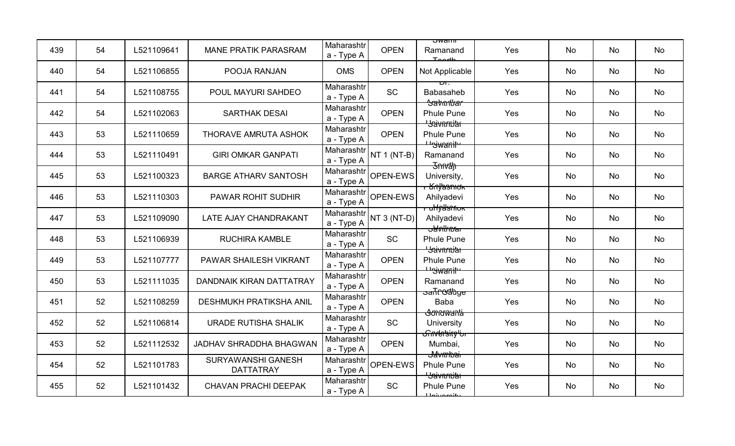| 439 | 54 | L521109641 | MANE PRATIK PARASRAM | Maharashtra - Type A | OPEN | Swami Ramanand Teerth | Yes | No | No | No |
|---|---|---|---|---|---|---|---|---|---|---|
| 440 | 54 | L521106855 | POOJA RANJAN | OMS | OPEN | Not Applicable | Yes | No | No | No |
| 441 | 54 | L521108755 | POUL MAYURI SAHDEO | Maharashtra - Type A | SC | Dr. Babasaheb Ambedkar | Yes | No | No | No |
| 442 | 54 | L521102063 | SARTHAK DESAI | Maharashtra - Type A | OPEN | Savitribai Phule Pune University | Yes | No | No | No |
| 443 | 53 | L521110659 | THORAVE AMRUTA ASHOK | Maharashtra - Type A | OPEN | Savitribai Phule Pune University | Yes | No | No | No |
| 444 | 53 | L521110491 | GIRI OMKAR GANPATI | Maharashtra - Type A | NT 1 (NT-B) | Swami Ramanand Teerth | Yes | No | No | No |
| 445 | 53 | L521100323 | BARGE ATHARV SANTOSH | Maharashtra - Type A | OPEN-EWS | Shivaji University, Kolhapur | Yes | No | No | No |
| 446 | 53 | L521110303 | PAWAR ROHIT SUDHIR | Maharashtra - Type A | OPEN-EWS | Punyashlok Ahilyadevi Holkar | Yes | No | No | No |
| 447 | 53 | L521109090 | LATE AJAY CHANDRAKANT | Maharashtra - Type A | NT 3 (NT-D) | Punyashlok Ahilyadevi Holkar | Yes | No | No | No |
| 448 | 53 | L521106939 | RUCHIRA KAMBLE | Maharashtra - Type A | SC | Savitribai Phule Pune University | Yes | No | No | No |
| 449 | 53 | L521107777 | PAWAR SHAILESH VIKRANT | Maharashtra - Type A | OPEN | Savitribai Phule Pune University | Yes | No | No | No |
| 450 | 53 | L521111035 | DANDNAIK KIRAN DATTATRAY | Maharashtra - Type A | OPEN | Swami Ramanand Teerth | Yes | No | No | No |
| 451 | 52 | L521108259 | DESHMUKH PRATIKSHA ANIL | Maharashtra - Type A | OPEN | Sant Gadge Baba Amravati | Yes | No | No | No |
| 452 | 52 | L521106814 | URADE RUTISHA SHALIK | Maharashtra - Type A | SC | Gondwana University Gadchiroli | Yes | No | No | No |
| 453 | 52 | L521112532 | JADHAV SHRADDHA BHAGWAN | Maharashtra - Type A | OPEN | University of Mumbai, Mumbai | Yes | No | No | No |
| 454 | 52 | L521101783 | SURYAWANSHI GANESH DATTATRAY | Maharashtra - Type A | OPEN-EWS | Savitribai Phule Pune University | Yes | No | No | No |
| 455 | 52 | L521101432 | CHAVAN PRACHI DEEPAK | Maharashtra - Type A | SC | Savitribai Phule Pune University | Yes | No | No | No |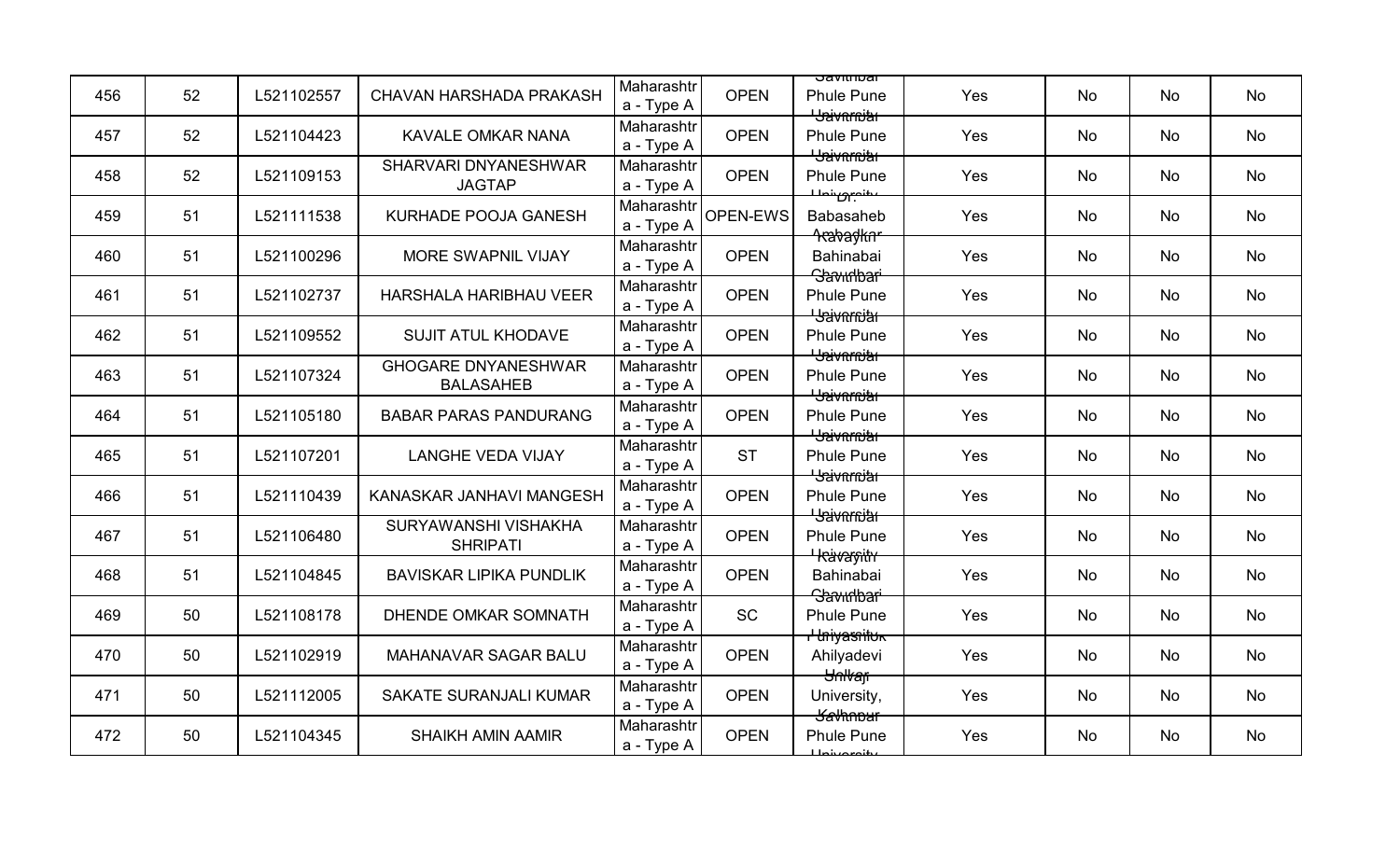| | | | | | | | | | | |
|---|---|---|---|---|---|---|---|---|---|---|
| 456 | 52 | L521102557 | CHAVAN HARSHADA PRAKASH | Maharashtra - Type A | OPEN | Savitribai Phule Pune University | Yes | No | No | No |
| 457 | 52 | L521104423 | KAVALE OMKAR NANA | Maharashtra - Type A | OPEN | Savitribai Phule Pune University | Yes | No | No | No |
| 458 | 52 | L521109153 | SHARVARI DNYANESHWAR JAGTAP | Maharashtra - Type A | OPEN | Savitribai Phule Pune University | Yes | No | No | No |
| 459 | 51 | L521111538 | KURHADE POOJA GANESH | Maharashtra - Type A | OPEN-EWS | Dr. Babasaheb Ambedkar | Yes | No | No | No |
| 460 | 51 | L521100296 | MORE SWAPNIL VIJAY | Maharashtra - Type A | OPEN | Kavayitri Bahinabai Chaudhari | Yes | No | No | No |
| 461 | 51 | L521102737 | HARSHALA HARIBHAU VEER | Maharashtra - Type A | OPEN | Savitribai Phule Pune University | Yes | No | No | No |
| 462 | 51 | L521109552 | SUJIT ATUL KHODAVE | Maharashtra - Type A | OPEN | Savitribai Phule Pune University | Yes | No | No | No |
| 463 | 51 | L521107324 | GHOGARE DNYANESHWAR BALASAHEB | Maharashtra - Type A | OPEN | Savitribai Phule Pune University | Yes | No | No | No |
| 464 | 51 | L521105180 | BABAR PARAS PANDURANG | Maharashtra - Type A | OPEN | Savitribai Phule Pune University | Yes | No | No | No |
| 465 | 51 | L521107201 | LANGHE VEDA VIJAY | Maharashtra - Type A | ST | Savitribai Phule Pune University | Yes | No | No | No |
| 466 | 51 | L521110439 | KANASKAR JANHAVI MANGESH | Maharashtra - Type A | OPEN | Savitribai Phule Pune University | Yes | No | No | No |
| 467 | 51 | L521106480 | SURYAWANSHI VISHAKHA SHRIPATI | Maharashtra - Type A | OPEN | Savitribai Phule Pune University | Yes | No | No | No |
| 468 | 51 | L521104845 | BAVISKAR LIPIKA PUNDLIK | Maharashtra - Type A | OPEN | Kavayitri Bahinabai Chaudhari | Yes | No | No | No |
| 469 | 50 | L521108178 | DHENDE OMKAR SOMNATH | Maharashtra - Type A | SC | Savitribai Phule Pune University | Yes | No | No | No |
| 470 | 50 | L521102919 | MAHANAVAR SAGAR BALU | Maharashtra - Type A | OPEN | Punyashlok Ahilyadevi Holkar | Yes | No | No | No |
| 471 | 50 | L521112005 | SAKATE SURANJALI KUMAR | Maharashtra - Type A | OPEN | Shivaji University, Kolhapur | Yes | No | No | No |
| 472 | 50 | L521104345 | SHAIKH AMIN AAMIR | Maharashtra - Type A | OPEN | Savitribai Phule Pune University | Yes | No | No | No |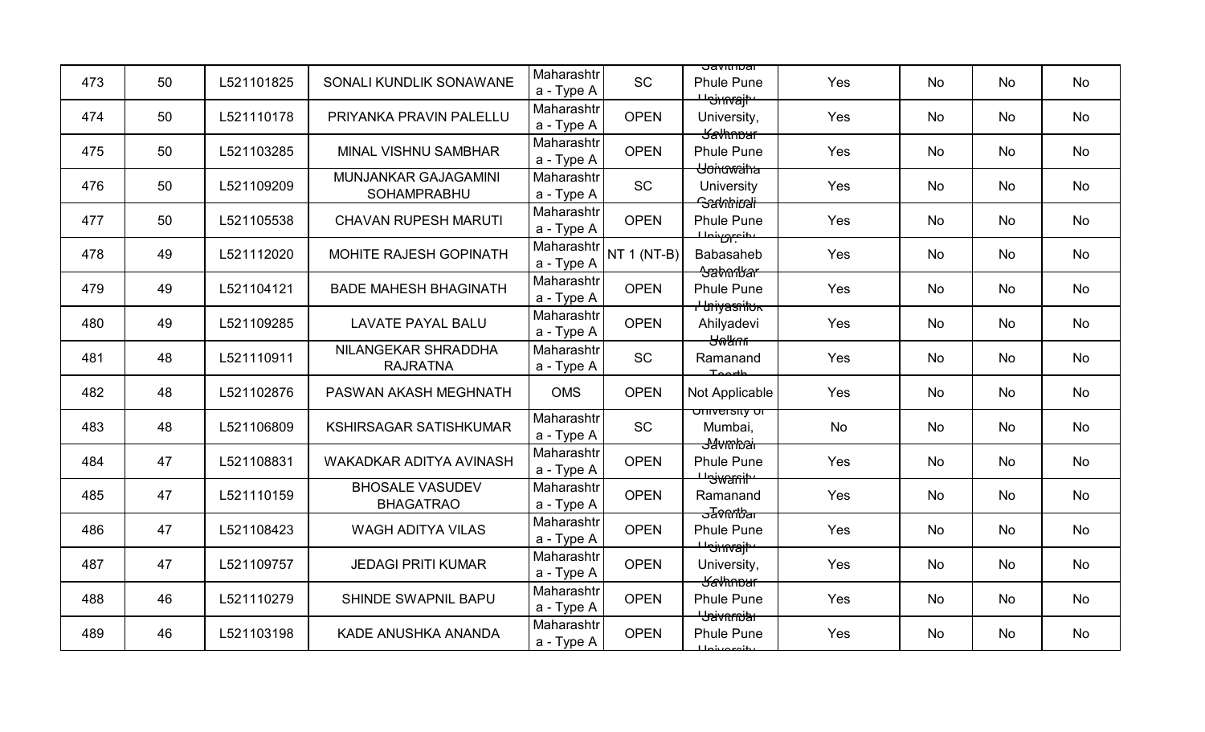| | | | | | | | | | |
|---|---|---|---|---|---|---|---|---|---|
| 473 | 50 | L521101825 | SONALI KUNDLIK SONAWANE | Maharashtra - Type A | SC | Savitribai Phule Pune University | Yes | No | No | No |
| 474 | 50 | L521110178 | PRIYANKA PRAVIN PALELLU | Maharashtra - Type A | OPEN | Shivaji University, Kolhapur | Yes | No | No | No |
| 475 | 50 | L521103285 | MINAL VISHNU SAMBHAR | Maharashtra - Type A | OPEN | Savitribai Phule Pune University | Yes | No | No | No |
| 476 | 50 | L521109209 | MUNJANKAR GAJAGAMINI SOHAMPRABHU | Maharashtra - Type A | SC | Gondwana University Gadchiroli | Yes | No | No | No |
| 477 | 50 | L521105538 | CHAVAN RUPESH MARUTI | Maharashtra - Type A | OPEN | Savitribai Phule Pune University | Yes | No | No | No |
| 478 | 49 | L521112020 | MOHITE RAJESH GOPINATH | Maharashtra - Type A | NT 1 (NT-B) | Dr. Babasaheb Ambedkar | Yes | No | No | No |
| 479 | 49 | L521104121 | BADE MAHESH BHAGINATH | Maharashtra - Type A | OPEN | Savitribai Phule Pune University | Yes | No | No | No |
| 480 | 49 | L521109285 | LAVATE PAYAL BALU | Maharashtra - Type A | OPEN | Punyashlok Ahilyadevi Holkar | Yes | No | No | No |
| 481 | 48 | L521110911 | NILANGEKAR SHRADDHA RAJRATNA | Maharashtra - Type A | SC | Swami Ramanand Teerth | Yes | No | No | No |
| 482 | 48 | L521102876 | PASWAN AKASH MEGHNATH | OMS | OPEN | Not Applicable | Yes | No | No | No |
| 483 | 48 | L521106809 | KSHIRSAGAR SATISHKUMAR | Maharashtra - Type A | SC | University of Mumbai, Mumbai | No | No | No | No |
| 484 | 47 | L521108831 | WAKADKAR ADITYA AVINASH | Maharashtra - Type A | OPEN | Savitribai Phule Pune University | Yes | No | No | No |
| 485 | 47 | L521110159 | BHOSALE VASUDEV BHAGATRAO | Maharashtra - Type A | OPEN | Swami Ramanand Teerth | Yes | No | No | No |
| 486 | 47 | L521108423 | WAGH ADITYA VILAS | Maharashtra - Type A | OPEN | Savitribai Phule Pune University | Yes | No | No | No |
| 487 | 47 | L521109757 | JEDAGI PRITI KUMAR | Maharashtra - Type A | OPEN | Shivaji University, Kolhapur | Yes | No | No | No |
| 488 | 46 | L521110279 | SHINDE SWAPNIL BAPU | Maharashtra - Type A | OPEN | Savitribai Phule Pune University | Yes | No | No | No |
| 489 | 46 | L521103198 | KADE ANUSHKA ANANDA | Maharashtra - Type A | OPEN | Savitribai Phule Pune University | Yes | No | No | No |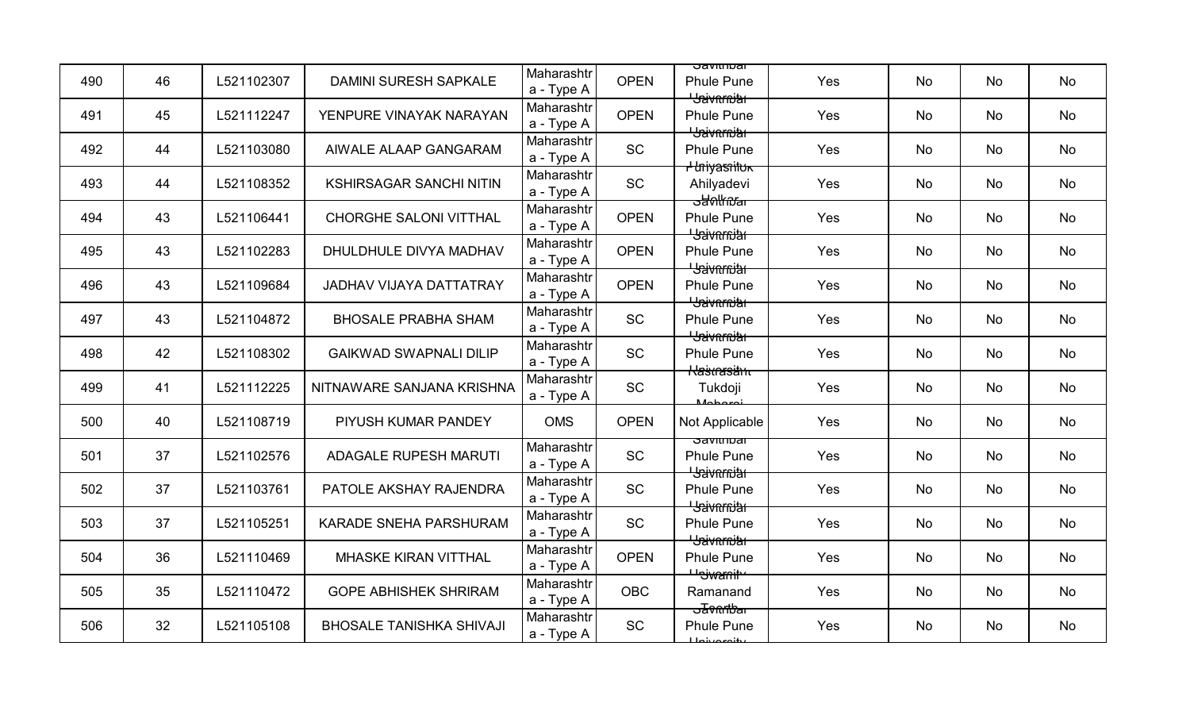| 490 | 46 | L521102307 | DAMINI SURESH SAPKALE | Maharashtra - Type A | OPEN | Savitribai Phule Pune University | Yes | No | No | No |
|---|---|---|---|---|---|---|---|---|---|---|
| 491 | 45 | L521112247 | YENPURE VINAYAK NARAYAN | Maharashtra - Type A | OPEN | Savitribai Phule Pune University | Yes | No | No | No |
| 492 | 44 | L521103080 | AIWALE ALAAP GANGARAM | Maharashtra - Type A | SC | Savitribai Phule Pune University | Yes | No | No | No |
| 493 | 44 | L521108352 | KSHIRSAGAR SANCHI NITIN | Maharashtra - Type A | SC | Punyashlok Ahilyadevi Holkar | Yes | No | No | No |
| 494 | 43 | L521106441 | CHORGHE SALONI VITTHAL | Maharashtra - Type A | OPEN | Savitribai Phule Pune University | Yes | No | No | No |
| 495 | 43 | L521102283 | DHULDHULE DIVYA MADHAV | Maharashtra - Type A | OPEN | Savitribai Phule Pune University | Yes | No | No | No |
| 496 | 43 | L521109684 | JADHAV VIJAYA DATTATRAY | Maharashtra - Type A | OPEN | Savitribai Phule Pune University | Yes | No | No | No |
| 497 | 43 | L521104872 | BHOSALE PRABHA SHAM | Maharashtra - Type A | SC | Savitribai Phule Pune University | Yes | No | No | No |
| 498 | 42 | L521108302 | GAIKWAD SWAPNALI DILIP | Maharashtra - Type A | SC | Savitribai Phule Pune University | Yes | No | No | No |
| 499 | 41 | L521112225 | NITNAWARE SANJANA KRISHNA | Maharashtra - Type A | SC | Rashtrasant Tukdoji Maharaj | Yes | No | No | No |
| 500 | 40 | L521108719 | PIYUSH KUMAR PANDEY | OMS | OPEN | Not Applicable | Yes | No | No | No |
| 501 | 37 | L521102576 | ADAGALE RUPESH MARUTI | Maharashtra - Type A | SC | Savitribai Phule Pune University | Yes | No | No | No |
| 502 | 37 | L521103761 | PATOLE AKSHAY RAJENDRA | Maharashtra - Type A | SC | Savitribai Phule Pune University | Yes | No | No | No |
| 503 | 37 | L521105251 | KARADE SNEHA PARSHURAM | Maharashtra - Type A | SC | Savitribai Phule Pune University | Yes | No | No | No |
| 504 | 36 | L521110469 | MHASKE KIRAN VITTHAL | Maharashtra - Type A | OPEN | Savitribai Phule Pune University | Yes | No | No | No |
| 505 | 35 | L521110472 | GOPE ABHISHEK SHRIRAM | Maharashtra - Type A | OBC | Swami Ramanand Teerth | Yes | No | No | No |
| 506 | 32 | L521105108 | BHOSALE TANISHKA SHIVAJI | Maharashtra - Type A | SC | Savitribai Phule Pune University | Yes | No | No | No |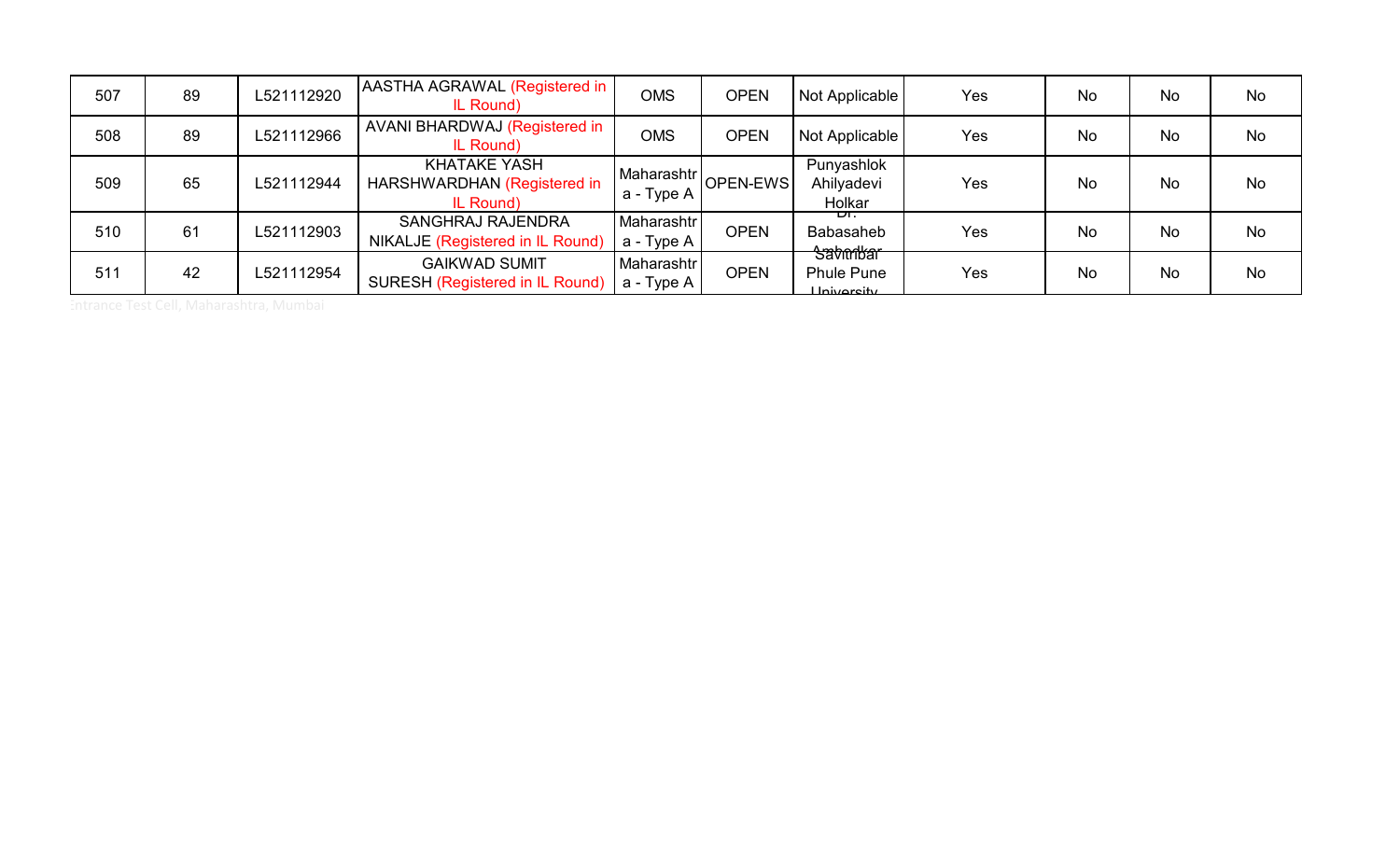| | | | | | | | | | | |
|---|---|---|---|---|---|---|---|---|---|---|
| 507 | 89 | L521112920 | AASTHA AGRAWAL (Registered in IL Round) | OMS | OPEN | Not Applicable | Yes | No | No | No |
| 508 | 89 | L521112966 | AVANI BHARDWAJ (Registered in IL Round) | OMS | OPEN | Not Applicable | Yes | No | No | No |
| 509 | 65 | L521112944 | KHATAKE YASH HARSHWARDHAN (Registered in IL Round) | Maharashtra - Type A | OPEN-EWS | Punyashlok Ahilyadevi Holkar | Yes | No | No | No |
| 510 | 61 | L521112903 | SANGHRAJ RAJENDRA NIKALJE (Registered in IL Round) | Maharashtra - Type A | OPEN | Dr. Babasaheb Ambedkar | Yes | No | No | No |
| 511 | 42 | L521112954 | GAIKWAD SUMIT SURESH (Registered in IL Round) | Maharashtra - Type A | OPEN | Savitribai Phule Pune University | Yes | No | No | No |